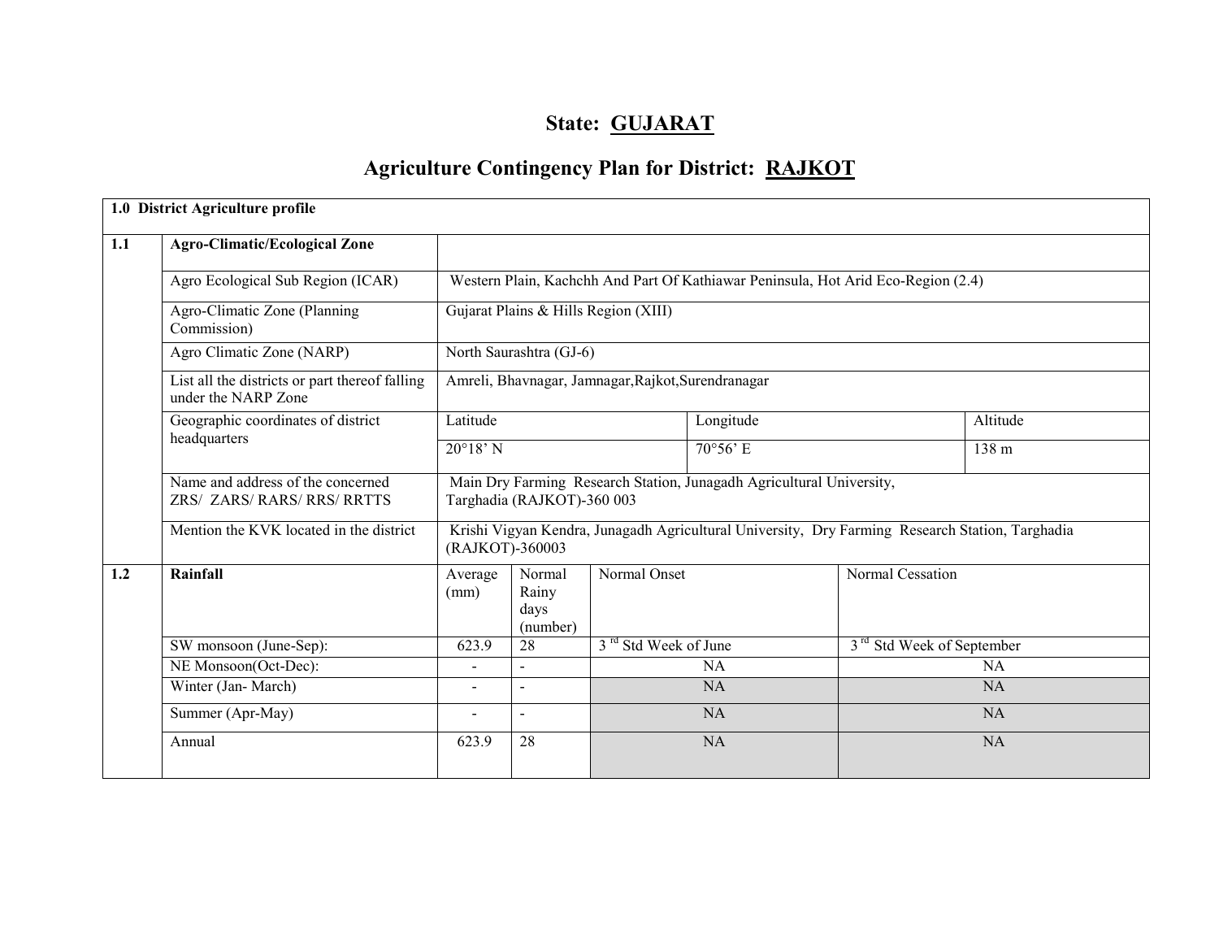# State: GUJARAT

## Agriculture Contingency Plan for District: RAJKOT

| 1.0 District Agriculture profile | | | | | | |
|---|---|---|---|---|---|---|
| 1.1 | **Agro-Climatic/Ecological Zone** | | | | | |
| | Agro Ecological Sub Region (ICAR) | Western Plain, Kachchh And Part Of Kathiawar Peninsula, Hot Arid Eco-Region (2.4) | | | | |
| | Agro-Climatic Zone (Planning Commission) | Gujarat Plains & Hills Region (XIII) | | | | |
| | Agro Climatic Zone (NARP) | North Saurashtra (GJ-6) | | | | |
| | List all the districts or part thereof falling under the NARP Zone | Amreli, Bhavnagar, Jamnagar,Rajkot,Surendranagar | | | | |
| | Geographic coordinates of district headquarters | Latitude | | Longitude | | Altitude |
| | | 20°18' N | | 70°56' E | | 138 m |
| | Name and address of the concerned ZRS/ ZARS/ RARS/ RRS/ RRTTS | Main Dry Farming Research Station, Junagadh Agricultural University, Targhadia (RAJKOT)-360 003 | | | | |
| | Mention the KVK located in the district | Krishi Vigyan Kendra, Junagadh Agricultural University, Dry Farming Research Station, Targhadia (RAJKOT)-360003 | | | | |
| 1.2 | **Rainfall** | Average (mm) | Normal Rainy days (number) | Normal Onset | Normal Cessation | |
| | SW monsoon (June-Sep): | 623.9 | 28 | 3rd Std Week of June | 3rd Std Week of September | |
| | NE Monsoon(Oct-Dec): | - | - | NA | NA | |
| | Winter (Jan- March) | - | - | NA | NA | |
| | Summer (Apr-May) | - | - | NA | NA | |
| | Annual | 623.9 | 28 | NA | NA | |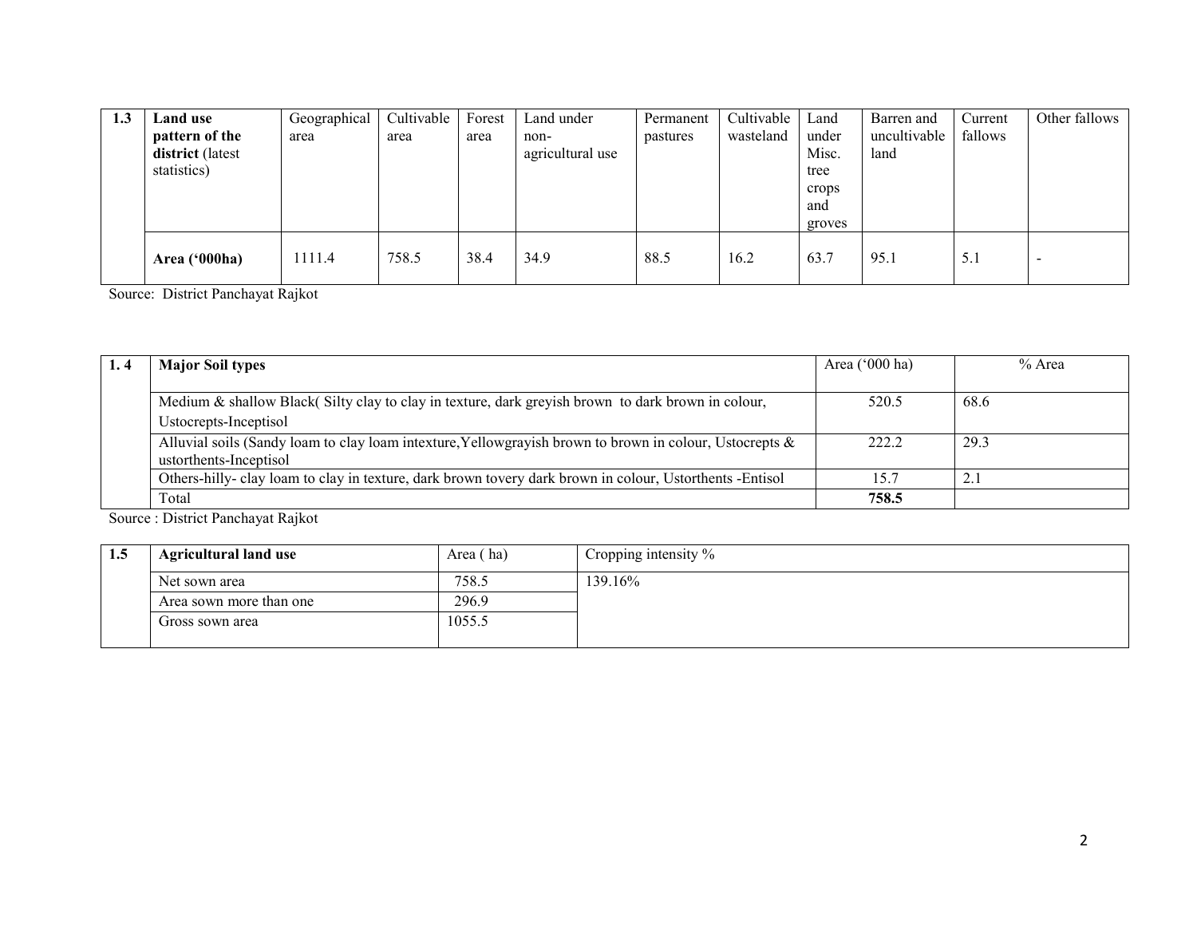| 1.3 | **Land use pattern of the district** (latest statistics) | Geographical area | Cultivable area | Forest area | Land under non-agricultural use | Permanent pastures | Cultivable wasteland | Land under Misc. tree crops and groves | Barren and uncultivable land | Current fallows | Other fallows |
|---|---|---|---|---|---|---|---|---|---|---|---|
| | **Area ('000ha)** | 1111.4 | 758.5 | 38.4 | 34.9 | 88.5 | 16.2 | 63.7 | 95.1 | 5.1 | - |

Source: District Panchayat Rajkot

| 1. 4 | **Major Soil types** | Area ('000 ha) | % Area |
|---|---|---|---|
| | Medium & shallow Black( Silty clay to clay in texture, dark greyish brown to dark brown in colour, Ustocrepts-Inceptisol | 520.5 | 68.6 |
| | Alluvial soils (Sandy loam to clay loam intexture,Yellowgrayish brown to brown in colour, Ustocrepts & ustorthents-Inceptisol | 222.2 | 29.3 |
| | Others-hilly- clay loam to clay in texture, dark brown tovery dark brown in colour, Ustorthents -Entisol | 15.7 | 2.1 |
| | Total | **758.5** | |

Source : District Panchayat Rajkot

| 1.5 | **Agricultural land use** | Area ( ha) | Cropping intensity % |
|---|---|---|---|
| | Net sown area | 758.5 | 139.16% |
| | Area sown more than one | 296.9 | |
| | Gross sown area | 1055.5 | |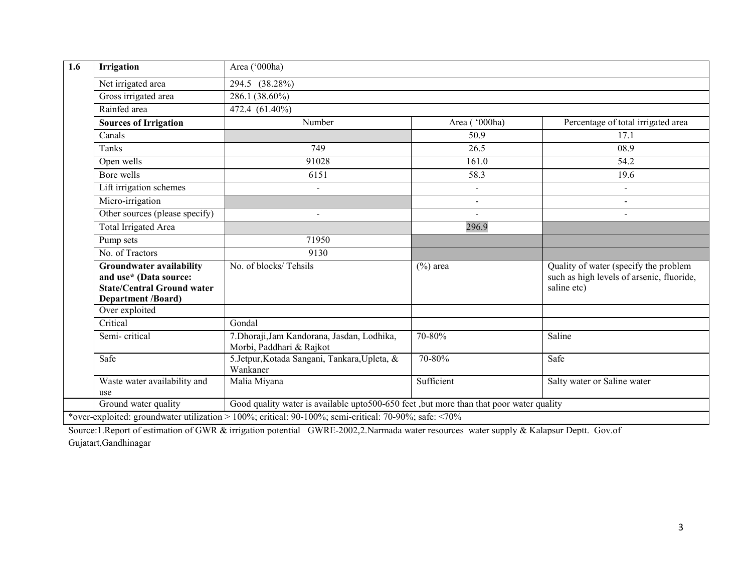| 1.6 | Irrigation | Area ('000ha) | | |
|---|---|---|---|---|
| | Net irrigated area | 294.5 (38.28%) | | |
| | Gross irrigated area | 286.1 (38.60%) | | |
| | Rainfed area | 472.4 (61.40%) | | |
| | **Sources of Irrigation** | Number | Area ( '000ha) | Percentage of total irrigated area |
| | Canals | | 50.9 | 17.1 |
| | Tanks | 749 | 26.5 | 08.9 |
| | Open wells | 91028 | 161.0 | 54.2 |
| | Bore wells | 6151 | 58.3 | 19.6 |
| | Lift irrigation schemes | - | - | - |
| | Micro-irrigation | | - | - |
| | Other sources (please specify) | - | - | - |
| | Total Irrigated Area | | 296.9 | |
| | Pump sets | 71950 | | |
| | No. of Tractors | 9130 | | |
| | **Groundwater availability and use\* (Data source: State/Central Ground water Department /Board)** | No. of blocks/ Tehsils | (%) area | Quality of water (specify the problem such as high levels of arsenic, fluoride, saline etc) |
| | Over exploited | | | |
| | Critical | Gondal | | |
| | Semi- critical | 7.Dhoraji,Jam Kandorana, Jasdan, Lodhika, Morbi, Paddhari & Rajkot | 70-80% | Saline |
| | Safe | 5.Jetpur,Kotada Sangani, Tankara,Upleta, & Wankaner | 70-80% | Safe |
| | Waste water availability and use | Malia Miyana | Sufficient | Salty water or Saline water |
| | Ground water quality | Good quality water is available upto500-650 feet ,but more than that poor water quality | | |

*over-exploited: groundwater utilization > 100%; critical: 90-100%; semi-critical: 70-90%; safe: <70%

Source:1.Report of estimation of GWR & irrigation potential –GWRE-2002,2.Narmada water resources water supply & Kalapsur Deptt. Gov.of Gujatart,Gandhinagar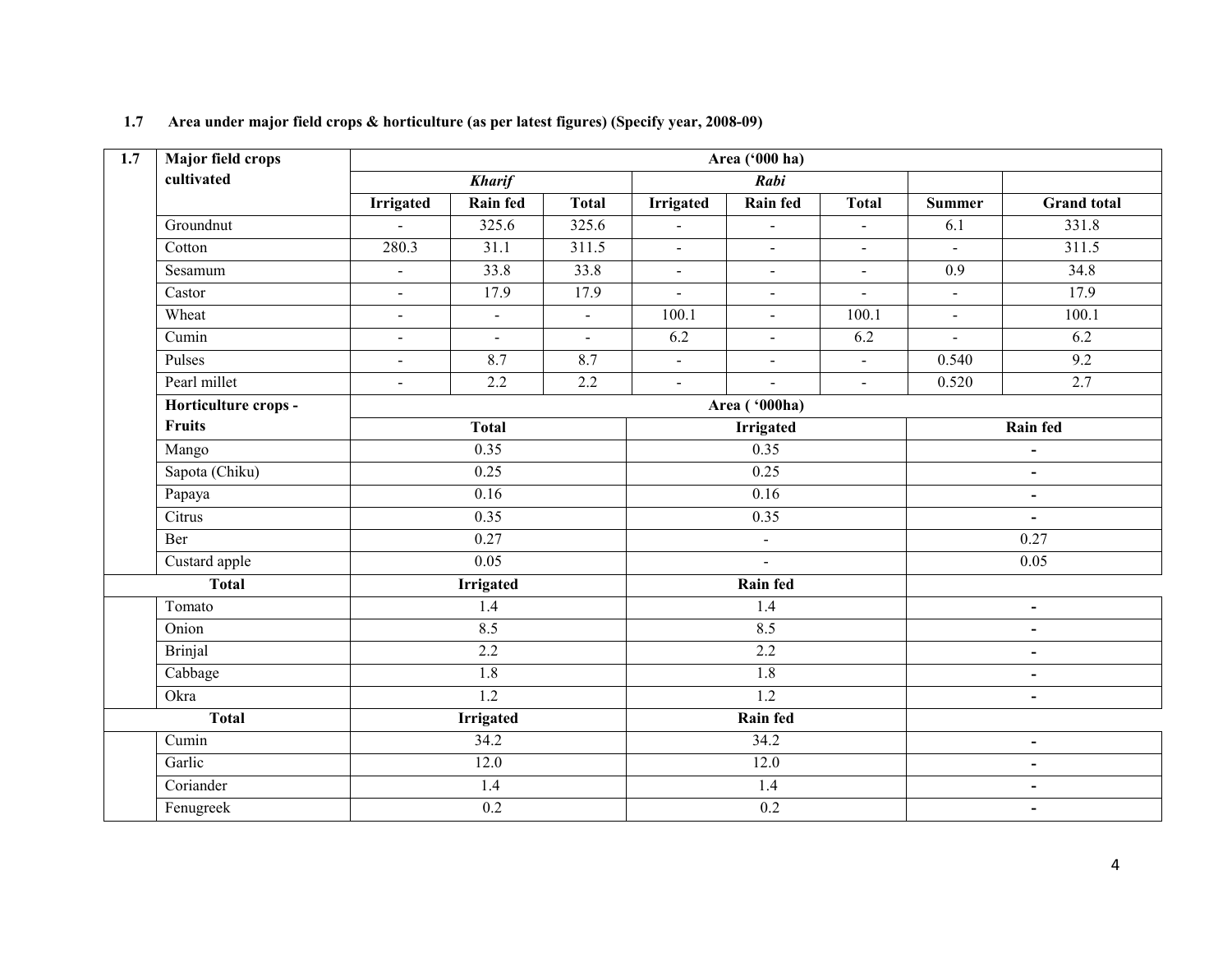**1.7 Area under major field crops & horticulture (as per latest figures) (Specify year, 2008-09)**

| 1.7 | Major field crops cultivated | Area ('000 ha) | | | | | | | |
|---|---|---|---|---|---|---|---|---|---|
| | | *Kharif* | | | *Rabi* | | | | |
| | | Irrigated | Rain fed | Total | Irrigated | Rain fed | Total | Summer | Grand total |
| | Groundnut | - | 325.6 | 325.6 | - | - | - | 6.1 | 331.8 |
| | Cotton | 280.3 | 31.1 | 311.5 | - | - | - | - | 311.5 |
| | Sesamum | - | 33.8 | 33.8 | - | - | - | 0.9 | 34.8 |
| | Castor | - | 17.9 | 17.9 | - | - | - | - | 17.9 |
| | Wheat | - | - | - | 100.1 | - | 100.1 | - | 100.1 |
| | Cumin | - | - | - | 6.2 | - | 6.2 | - | 6.2 |
| | Pulses | - | 8.7 | 8.7 | - | - | - | 0.540 | 9.2 |
| | Pearl millet | - | 2.2 | 2.2 | - | - | - | 0.520 | 2.7 |

| | Horticulture crops - Fruits | Area ( '000ha) | | |
|---|---|---|---|---|
| | | Total | Irrigated | Rain fed |
| | Mango | 0.35 | 0.35 | - |
| | Sapota (Chiku) | 0.25 | 0.25 | - |
| | Papaya | 0.16 | 0.16 | - |
| | Citrus | 0.35 | 0.35 | - |
| | Ber | 0.27 | - | 0.27 |
| | Custard apple | 0.05 | - | 0.05 |
| Total | | Irrigated | Rain fed | |
| | Tomato | 1.4 | 1.4 | - |
| | Onion | 8.5 | 8.5 | - |
| | Brinjal | 2.2 | 2.2 | - |
| | Cabbage | 1.8 | 1.8 | - |
| | Okra | 1.2 | 1.2 | - |
| Total | | Irrigated | Rain fed | |
| | Cumin | 34.2 | 34.2 | - |
| | Garlic | 12.0 | 12.0 | - |
| | Coriander | 1.4 | 1.4 | - |
| | Fenugreek | 0.2 | 0.2 | - |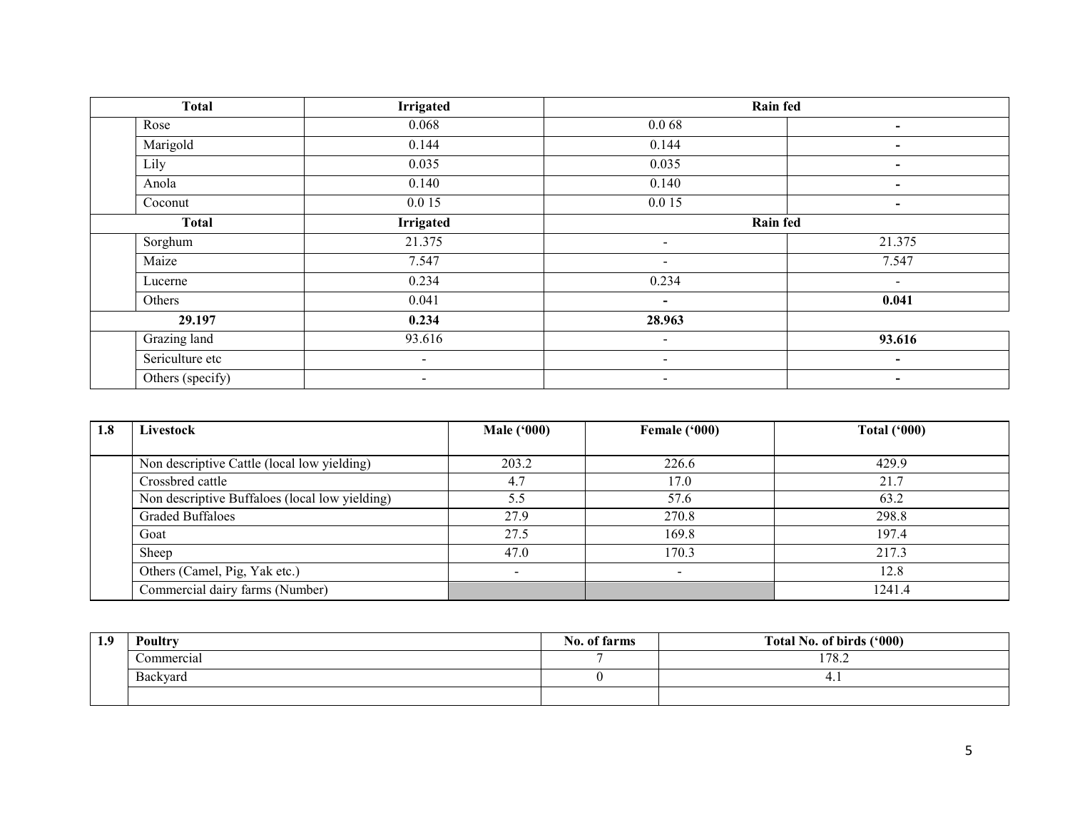| Total | | Irrigated | Rain fed | |
|---|---|---|---|---|
| | Rose | 0.068 | 0.0 68 | - |
| | Marigold | 0.144 | 0.144 | - |
| | Lily | 0.035 | 0.035 | - |
| | Anola | 0.140 | 0.140 | - |
| | Coconut | 0.0 15 | 0.0 15 | - |
| **Total** | | **Irrigated** | **Rain fed** | |
| | Sorghum | 21.375 | - | 21.375 |
| | Maize | 7.547 | - | 7.547 |
| | Lucerne | 0.234 | 0.234 | - |
| | Others | 0.041 | - | **0.041** |
| **29.197** | | **0.234** | **28.963** | |
| | Grazing land | 93.616 | - | **93.616** |
| | Sericulture etc | - | - | - |
| | Others (specify) | - | - | - |

| 1.8 | Livestock | Male ('000) | Female ('000) | Total ('000) |
|---|---|---|---|---|
| | Non descriptive Cattle (local low yielding) | 203.2 | 226.6 | 429.9 |
| | Crossbred cattle | 4.7 | 17.0 | 21.7 |
| | Non descriptive Buffaloes (local low yielding) | 5.5 | 57.6 | 63.2 |
| | Graded Buffaloes | 27.9 | 270.8 | 298.8 |
| | Goat | 27.5 | 169.8 | 197.4 |
| | Sheep | 47.0 | 170.3 | 217.3 |
| | Others (Camel, Pig, Yak etc.) | - | - | 12.8 |
| | Commercial dairy farms (Number) | | | 1241.4 |

| 1.9 | Poultry | No. of farms | Total No. of birds ('000) |
|---|---|---|---|
| | Commercial | 7 | 178.2 |
| | Backyard | 0 | 4.1 |
| | | | |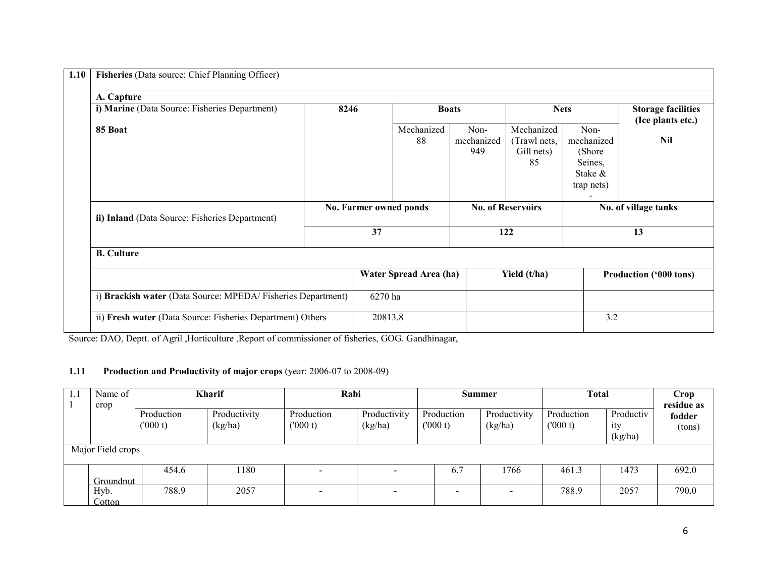| 1.10 | Fisheries (Data source: Chief Planning Officer) | | | | | | |
|---|---|---|---|---|---|---|---|
| | **A. Capture** | | | | | | |
| | **i) Marine** (Data Source: Fisheries Department) | **8246** | **Boats** | | **Nets** | | **Storage facilities (Ice plants etc.)** |
| | **85 Boat** | | Mechanized 88 | Non-mechanized 949 | Mechanized (Trawl nets, Gill nets) 85 | Non-mechanized (Shore Seines, Stake & trap nets) - | **Nil** |
| | **ii) Inland** (Data Source: Fisheries Department) | **No. Farmer owned ponds** | | **No. of Reservoirs** | | **No. of village tanks** | |
| | | **37** | | **122** | | **13** | |
| | **B. Culture** | | | | | | |
| | | **Water Spread Area (ha)** | | **Yield (t/ha)** | | **Production ('000 tons)** | |
| | i) **Brackish water** (Data Source: MPEDA/ Fisheries Department) | 6270 ha | | | | | |
| | ii) **Fresh water** (Data Source: Fisheries Department) Others | 20813.8 | | | | 3.2 | |

Source: DAO, Deptt. of Agril ,Horticulture ,Report of commissioner of fisheries, GOG. Gandhinagar,

**1.11 Production and Productivity of major crops** (year: 2006-07 to 2008-09)

| 1.11 | Name of crop | **Kharif** | | **Rabi** | | **Summer** | | **Total** | | **Crop residue as fodder** (tons) |
|---|---|---|---|---|---|---|---|---|---|---|
| | | Production ('000 t) | Productivity (kg/ha) | Production ('000 t) | Productivity (kg/ha) | Production ('000 t) | Productivity (kg/ha) | Production ('000 t) | Productivity (kg/ha) | |
| Major Field crops | | | | | | | | | | |
| | Groundnut | 454.6 | 1180 | - | - | 6.7 | 1766 | 461.3 | 1473 | 692.0 |
| | Hyb. Cotton | 788.9 | 2057 | - | - | - | - | 788.9 | 2057 | 790.0 |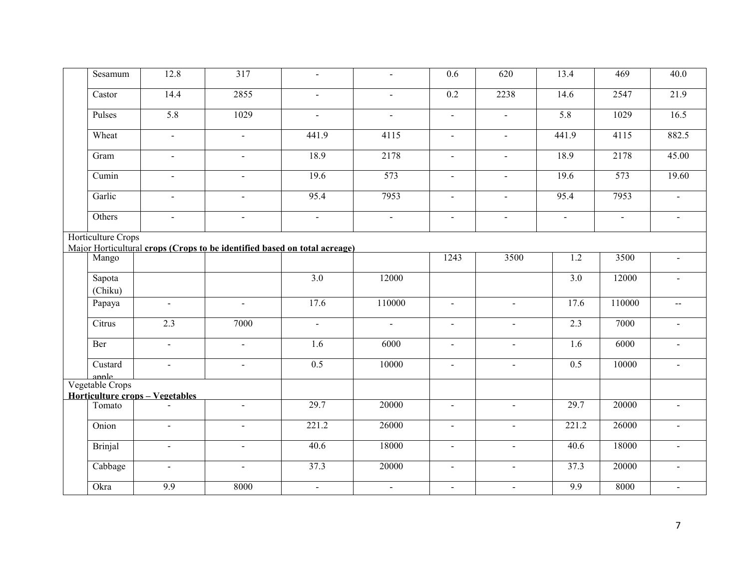| | | | | | | | | | | |
|---|---|---|---|---|---|---|---|---|---|---|
| | Sesamum | 12.8 | 317 | - | - | 0.6 | 620 | 13.4 | 469 | 40.0 |
| | Castor | 14.4 | 2855 | - | - | 0.2 | 2238 | 14.6 | 2547 | 21.9 |
| | Pulses | 5.8 | 1029 | - | - | - | - | 5.8 | 1029 | 16.5 |
| | Wheat | - | - | 441.9 | 4115 | - | - | 441.9 | 4115 | 882.5 |
| | Gram | - | - | 18.9 | 2178 | - | - | 18.9 | 2178 | 45.00 |
| | Cumin | - | - | 19.6 | 573 | - | - | 19.6 | 573 | 19.60 |
| | Garlic | - | - | 95.4 | 7953 | - | - | 95.4 | 7953 | - |
| | Others | - | - | - | - | - | - | - | - | - |
| Horticulture Crops<br>Major Horticultural **crops (Crops to be identified based on total acreage)** | | | | | | | | | | |
| | Mango | | | | | 1243 | 3500 | 1.2 | 3500 | - |
| | Sapota (Chiku) | | | 3.0 | 12000 | | | 3.0 | 12000 | - |
| | Papaya | - | - | 17.6 | 110000 | - | - | 17.6 | 110000 | -- |
| | Citrus | 2.3 | 7000 | - | - | - | - | 2.3 | 7000 | - |
| | Ber | - | - | 1.6 | 6000 | - | - | 1.6 | 6000 | - |
| | Custard apple | - | - | 0.5 | 10000 | - | - | 0.5 | 10000 | - |
| Vegetable Crops<br>**Horticulture crops – Vegetables** | | | | | | | | | | |
| | Tomato | - | - | 29.7 | 20000 | - | - | 29.7 | 20000 | - |
| | Onion | - | - | 221.2 | 26000 | - | - | 221.2 | 26000 | - |
| | Brinjal | - | - | 40.6 | 18000 | - | - | 40.6 | 18000 | - |
| | Cabbage | - | - | 37.3 | 20000 | - | - | 37.3 | 20000 | - |
| | Okra | 9.9 | 8000 | - | - | - | - | 9.9 | 8000 | - |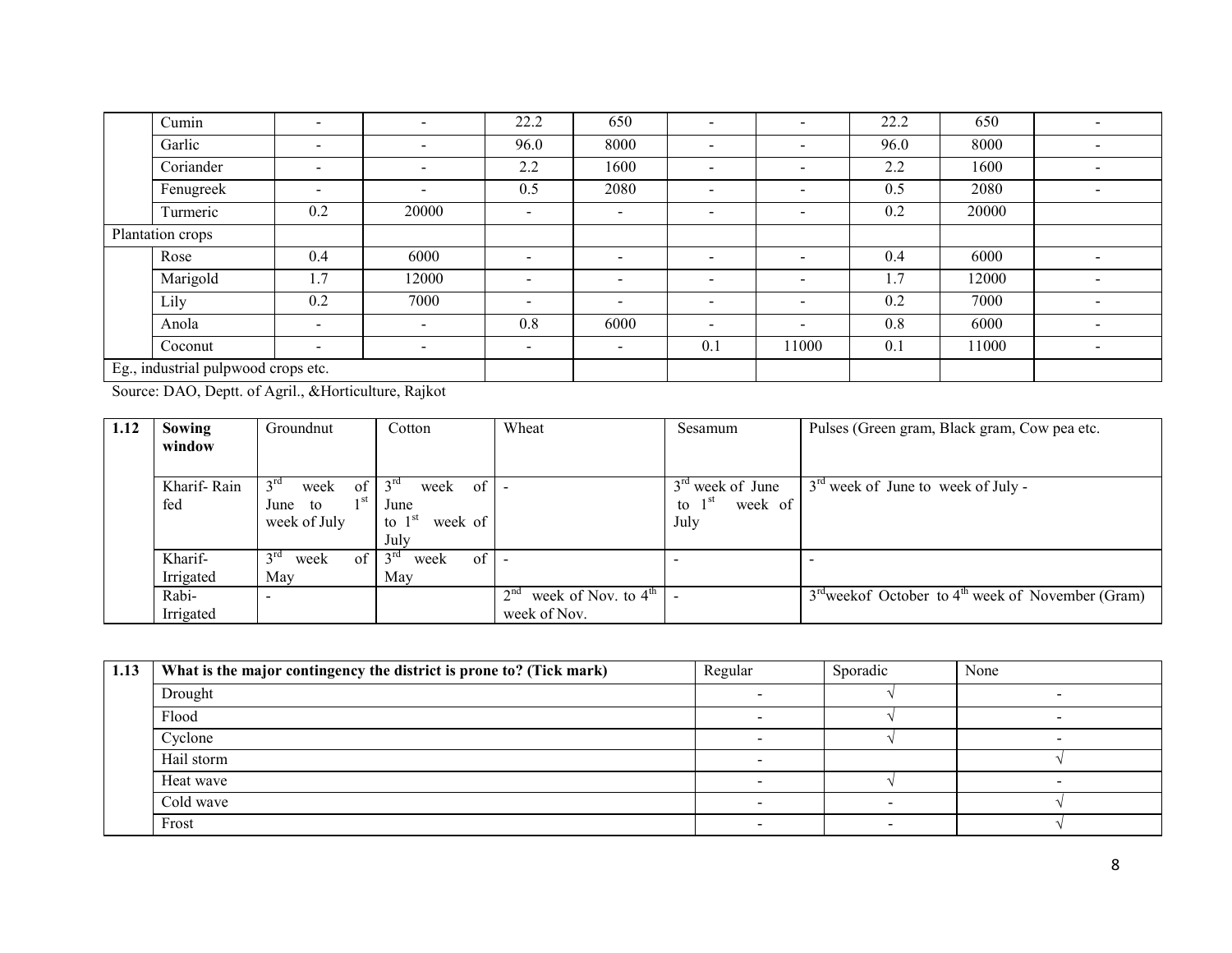| | | | | | | | | | | |
|---|---|---|---|---|---|---|---|---|---|---|
| | Cumin | - | - | 22.2 | 650 | - | - | 22.2 | 650 | - |
| | Garlic | - | - | 96.0 | 8000 | - | - | 96.0 | 8000 | - |
| | Coriander | - | - | 2.2 | 1600 | - | - | 2.2 | 1600 | - |
| | Fenugreek | - | - | 0.5 | 2080 | - | - | 0.5 | 2080 | - |
| | Turmeric | 0.2 | 20000 | - | - | - | - | 0.2 | 20000 | |
| Plantation crops | | | | | | | | | | |
| | Rose | 0.4 | 6000 | - | - | - | - | 0.4 | 6000 | - |
| | Marigold | 1.7 | 12000 | - | - | - | - | 1.7 | 12000 | - |
| | Lily | 0.2 | 7000 | - | - | - | - | 0.2 | 7000 | - |
| | Anola | - | - | 0.8 | 6000 | - | - | 0.8 | 6000 | - |
| | Coconut | - | - | - | - | 0.1 | 11000 | 0.1 | 11000 | - |
| Eg., industrial pulpwood crops etc. | | | | | | | | | | |

Source: DAO, Deptt. of Agril., &Horticulture, Rajkot

| 1.12 | Sowing window | Groundnut | Cotton | Wheat | Sesamum | Pulses (Green gram, Black gram, Cow pea etc. |
|---|---|---|---|---|---|---|
| | Kharif- Rain fed | 3rd week of June to 1st week of July | 3rd week of June to 1st week of July | - | 3rd week of June to 1st week of July | 3rd week of June to week of July - |
| | Kharif- Irrigated | 3rd week of May | 3rd week of May | - | - | - |
| | Rabi- Irrigated | - | | 2nd week of Nov. to 4th week of Nov. | - | 3rd week of October to 4th week of November (Gram) |

| 1.13 | What is the major contingency the district is prone to? (Tick mark) | Regular | Sporadic | None |
|---|---|---|---|---|
| | Drought | - | √ | - |
| | Flood | - | √ | - |
| | Cyclone | - | √ | - |
| | Hail storm | - | | √ |
| | Heat wave | - | √ | - |
| | Cold wave | - | - | √ |
| | Frost | - | - | √ |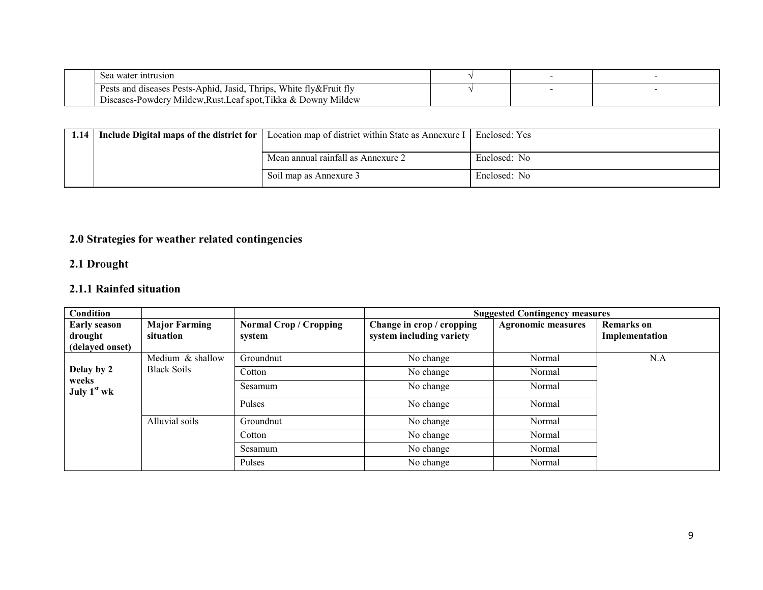| | | | | |
|---|---|---|---|---|
| | Sea water intrusion | √ | - | - |
| | Pests and diseases Pests-Aphid, Jasid, Thrips, White fly&Fruit fly<br>Diseases-Powdery Mildew,Rust,Leaf spot,Tikka & Downy Mildew | √ | - | - |

| | | | |
|---|---|---|---|
| **1.14** | **Include Digital maps of the district for** | Location map of district within State as Annexure I | Enclosed: Yes |
| | | Mean annual rainfall as Annexure 2 | Enclosed: No |
| | | Soil map as Annexure 3 | Enclosed: No |

## 2.0 Strategies for weather related contingencies

### 2.1 Drought

### 2.1.1 Rainfed situation

| **Condition** | | | **Suggested Contingency measures** | | |
|---|---|---|---|---|---|
| **Early season drought (delayed onset)** | **Major Farming situation** | **Normal Crop / Cropping system** | **Change in crop / cropping system including variety** | **Agronomic measures** | **Remarks on Implementation** |
| **Delay by 2 weeks July 1st wk** | Medium & shallow Black Soils | Groundnut | No change | Normal | N.A |
| | | Cotton | No change | Normal | |
| | | Sesamum | No change | Normal | |
| | | Pulses | No change | Normal | |
| | Alluvial soils | Groundnut | No change | Normal | |
| | | Cotton | No change | Normal | |
| | | Sesamum | No change | Normal | |
| | | Pulses | No change | Normal | |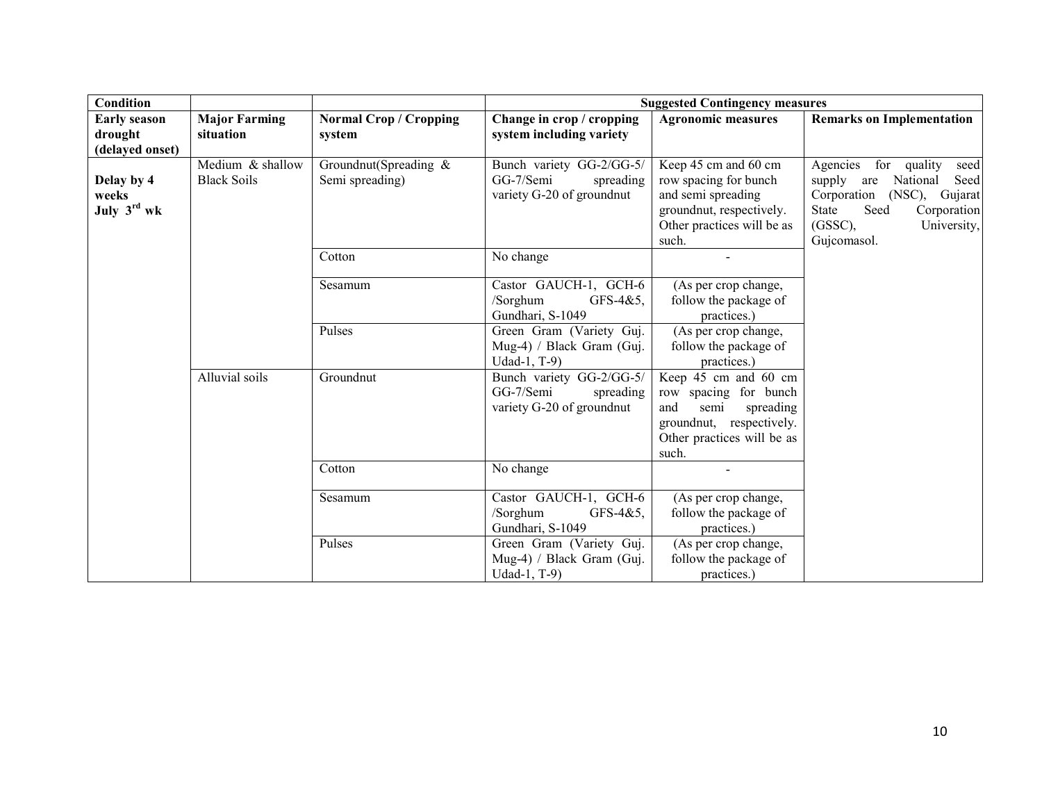| Condition | | | Suggested Contingency measures | | |
|---|---|---|---|---|---|
| **Early season drought (delayed onset)** | **Major Farming situation** | **Normal Crop / Cropping system** | **Change in crop / cropping system including variety** | **Agronomic measures** | **Remarks on Implementation** |
| **Delay by 4 weeks July 3rd wk** | Medium & shallow Black Soils | Groundnut(Spreading & Semi spreading) | Bunch variety GG-2/GG-5/ GG-7/Semi spreading variety G-20 of groundnut | Keep 45 cm and 60 cm row spacing for bunch and semi spreading groundnut, respectively. Other practices will be as such. | Agencies for quality seed supply are National Seed Corporation (NSC), Gujarat State Seed Corporation (GSSC), University, Gujcomasol. |
| | | Cotton | No change | - | |
| | | Sesamum | Castor GAUCH-1, GCH-6 /Sorghum GFS-4&5, Gundhari, S-1049 | (As per crop change, follow the package of practices.) | |
| | | Pulses | Green Gram (Variety Guj. Mug-4) / Black Gram (Guj. Udad-1, T-9) | (As per crop change, follow the package of practices.) | |
| | Alluvial soils | Groundnut | Bunch variety GG-2/GG-5/ GG-7/Semi spreading variety G-20 of groundnut | Keep 45 cm and 60 cm row spacing for bunch and semi spreading groundnut, respectively. Other practices will be as such. | |
| | | Cotton | No change | - | |
| | | Sesamum | Castor GAUCH-1, GCH-6 /Sorghum GFS-4&5, Gundhari, S-1049 | (As per crop change, follow the package of practices.) | |
| | | Pulses | Green Gram (Variety Guj. Mug-4) / Black Gram (Guj. Udad-1, T-9) | (As per crop change, follow the package of practices.) | |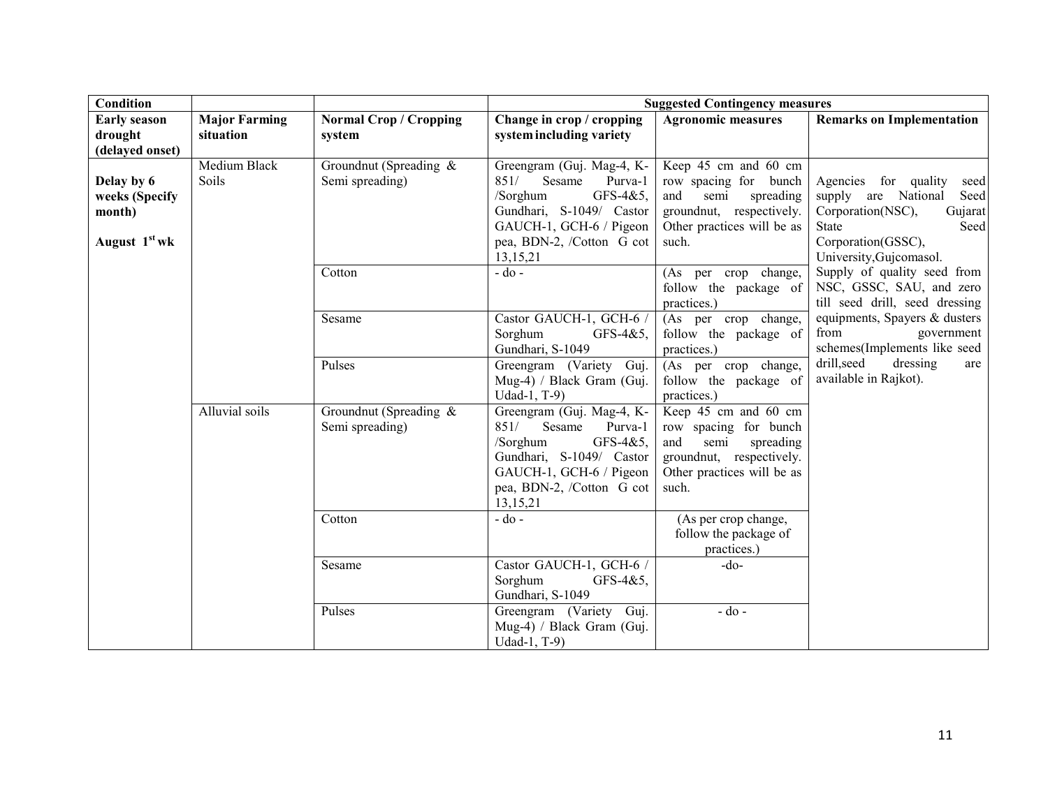| Condition | | | Suggested Contingency measures | | |
|---|---|---|---|---|---|
| **Early season drought (delayed onset)** | **Major Farming situation** | **Normal Crop / Cropping system** | **Change in crop / cropping system including variety** | **Agronomic measures** | **Remarks on Implementation** |
| **Delay by 6 weeks (Specify month)** **August 1st wk** | Medium Black Soils | Groundnut (Spreading & Semi spreading) | Greengram (Guj. Mag-4, K-851/ Sesame Purva-1 /Sorghum GFS-4&5, Gundhari, S-1049/ Castor GAUCH-1, GCH-6 / Pigeon pea, BDN-2, /Cotton G cot 13,15,21 | Keep 45 cm and 60 cm row spacing for bunch and semi spreading groundnut, respectively. Other practices will be as such. | Agencies for quality seed supply are National Seed Corporation(NSC), Gujarat State Seed Corporation(GSSC), University,Gujcomasol. Supply of quality seed from NSC, GSSC, SAU, and zero till seed drill, seed dressing equipments, Spayers & dusters from government schemes(Implements like seed drill,seed dressing are available in Rajkot). |
| | | Cotton | - do - | (As per crop change, follow the package of practices.) | |
| | | Sesame | Castor GAUCH-1, GCH-6 / Sorghum GFS-4&5, Gundhari, S-1049 | (As per crop change, follow the package of practices.) | |
| | | Pulses | Greengram (Variety Guj. Mug-4) / Black Gram (Guj. Udad-1, T-9) | (As per crop change, follow the package of practices.) | |
| | Alluvial soils | Groundnut (Spreading & Semi spreading) | Greengram (Guj. Mag-4, K-851/ Sesame Purva-1 /Sorghum GFS-4&5, Gundhari, S-1049/ Castor GAUCH-1, GCH-6 / Pigeon pea, BDN-2, /Cotton G cot 13,15,21 | Keep 45 cm and 60 cm row spacing for bunch and semi spreading groundnut, respectively. Other practices will be as such. | |
| | | Cotton | - do - | (As per crop change, follow the package of practices.) | |
| | | Sesame | Castor GAUCH-1, GCH-6 / Sorghum GFS-4&5, Gundhari, S-1049 | -do- | |
| | | Pulses | Greengram (Variety Guj. Mug-4) / Black Gram (Guj. Udad-1, T-9) | - do - | |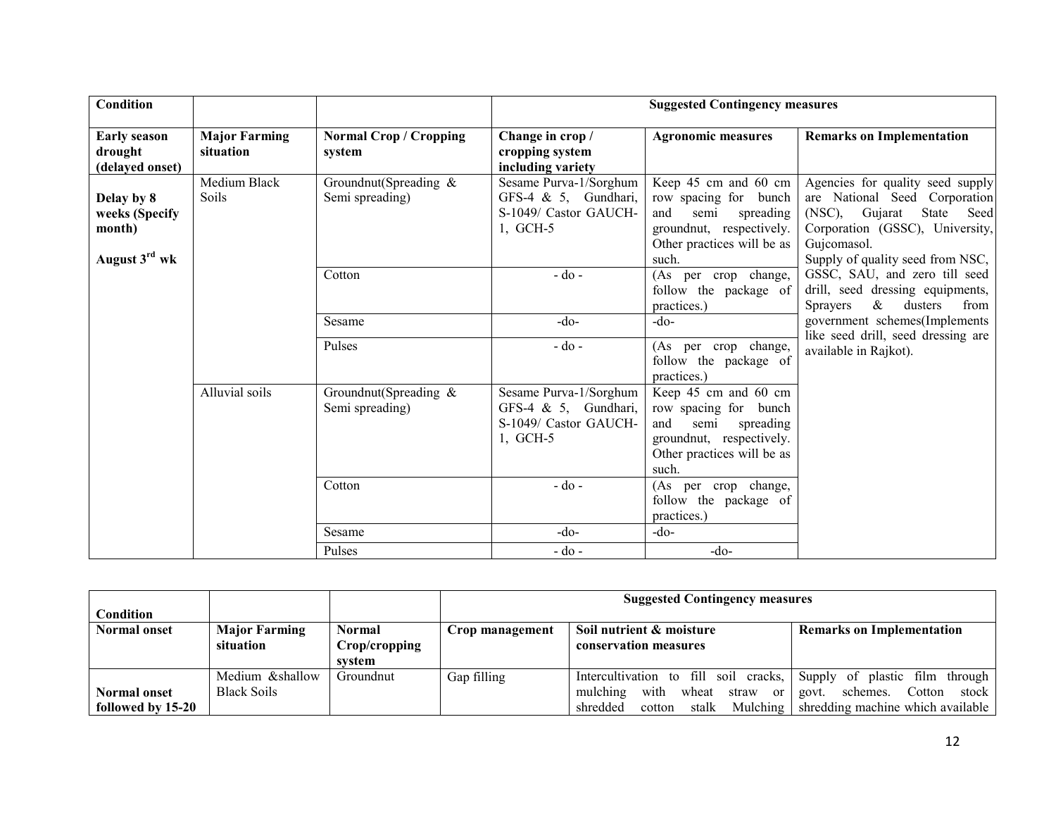| Condition | | | Suggested Contingency measures | | |
|---|---|---|---|---|---|
| **Early season drought (delayed onset)** | **Major Farming situation** | **Normal Crop / Cropping system** | **Change in crop / cropping system including variety** | **Agronomic measures** | **Remarks on Implementation** |
| **Delay by 8 weeks (Specify month)** **August 3rd wk** | Medium Black Soils | Groundnut(Spreading & Semi spreading) | Sesame Purva-1/Sorghum GFS-4 & 5, Gundhari, S-1049/ Castor GAUCH-1, GCH-5 | Keep 45 cm and 60 cm row spacing for bunch and semi spreading groundnut, respectively. Other practices will be as such. | Agencies for quality seed supply are National Seed Corporation (NSC), Gujarat State Seed Corporation (GSSC), University, Gujcomasol. Supply of quality seed from NSC, GSSC, SAU, and zero till seed drill, seed dressing equipments, Sprayers & dusters from government schemes(Implements like seed drill, seed dressing are available in Rajkot). |
| | | Cotton | - do - | (As per crop change, follow the package of practices.) | |
| | | Sesame | -do- | -do- | |
| | | Pulses | - do - | (As per crop change, follow the package of practices.) | |
| | Alluvial soils | Groundnut(Spreading & Semi spreading) | Sesame Purva-1/Sorghum GFS-4 & 5, Gundhari, S-1049/ Castor GAUCH-1, GCH-5 | Keep 45 cm and 60 cm row spacing for bunch and semi spreading groundnut, respectively. Other practices will be as such. | |
| | | Cotton | - do - | (As per crop change, follow the package of practices.) | |
| | | Sesame | -do- | -do- | |
| | | Pulses | - do - | -do- | |

| Condition | | | Suggested Contingency measures | | |
|---|---|---|---|---|---|
| **Normal onset** | **Major Farming situation** | **Normal Crop/cropping system** | **Crop management** | **Soil nutrient & moisture conservation measures** | **Remarks on Implementation** |
| **Normal onset followed by 15-20** | Medium &shallow Black Soils | Groundnut | Gap filling | Intercultivation to fill soil cracks, mulching with wheat straw or shredded cotton stalk Mulching | Supply of plastic film through govt. schemes. Cotton stock shredding machine which available |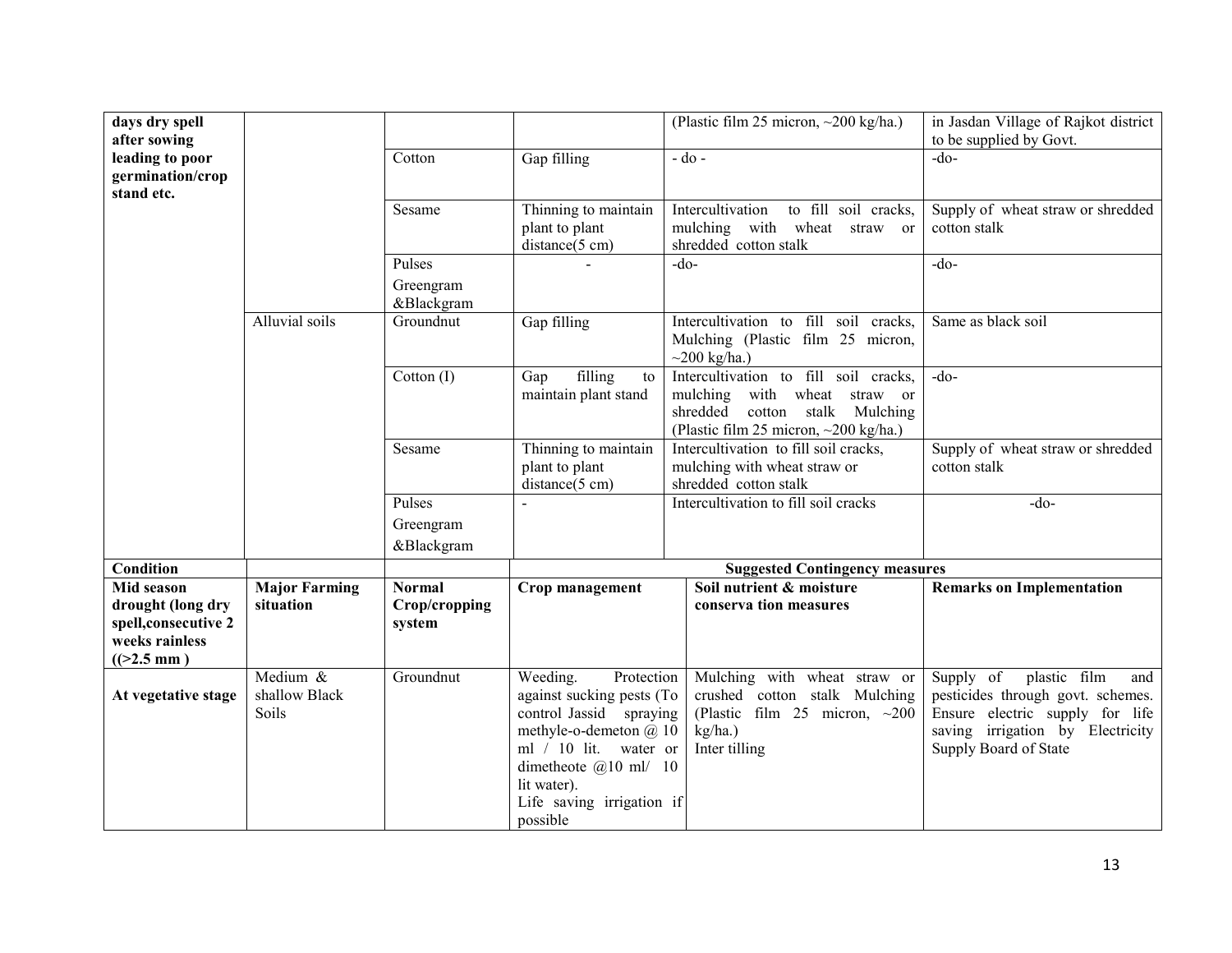| days dry spell after sowing leading to poor germination/crop stand etc. | | | | (Plastic film 25 micron, ~200 kg/ha.) | in Jasdan Village of Rajkot district to be supplied by Govt. |
|---|---|---|---|---|---|
| | | Cotton | Gap filling | - do - | -do- |
| | | Sesame | Thinning to maintain plant to plant distance(5 cm) | Intercultivation to fill soil cracks, mulching with wheat straw or shredded cotton stalk | Supply of wheat straw or shredded cotton stalk |
| | | Pulses Greengram &Blackgram | - | -do- | -do- |
| | Alluvial soils | Groundnut | Gap filling | Intercultivation to fill soil cracks, Mulching (Plastic film 25 micron, ~200 kg/ha.) | Same as black soil |
| | | Cotton (I) | Gap filling to maintain plant stand | Intercultivation to fill soil cracks, mulching with wheat straw or shredded cotton stalk Mulching (Plastic film 25 micron, ~200 kg/ha.) | -do- |
| | | Sesame | Thinning to maintain plant to plant distance(5 cm) | Intercultivation to fill soil cracks, mulching with wheat straw or shredded cotton stalk | Supply of wheat straw or shredded cotton stalk |
| | | Pulses Greengram &Blackgram | - | Intercultivation to fill soil cracks | -do- |

| **Condition** | | | **Suggested Contingency measures** | | |
|---|---|---|---|---|---|
| **Mid season drought (long dry spell,consecutive 2 weeks rainless ((>2.5 mm )** | **Major Farming situation** | **Normal Crop/cropping system** | **Crop management** | **Soil nutrient & moisture conserva tion measures** | **Remarks on Implementation** |
| **At vegetative stage** | Medium & shallow Black Soils | Groundnut | Weeding. Protection against sucking pests (To control Jassid spraying methyle-o-demeton @ 10 ml / 10 lit. water or dimetheote @10 ml/ 10 lit water). Life saving irrigation if possible | Mulching with wheat straw or crushed cotton stalk Mulching (Plastic film 25 micron, ~200 kg/ha.) Inter tilling | Supply of plastic film and pesticides through govt. schemes. Ensure electric supply for life saving irrigation by Electricity Supply Board of State |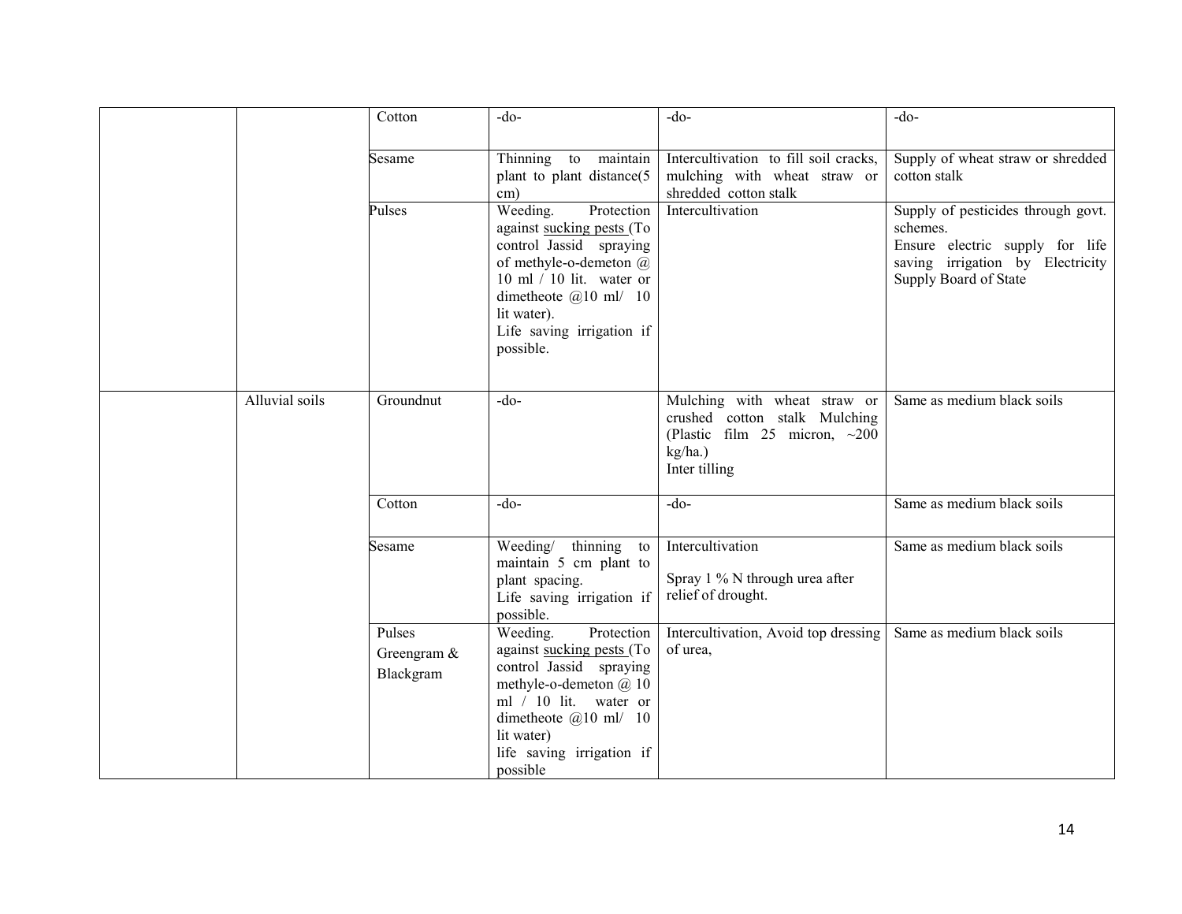| | | | | | |
|---|---|---|---|---|---|
| | | Cotton | -do- | -do- | -do- |
| | | Sesame | Thinning to maintain plant to plant distance(5 cm) | Intercultivation to fill soil cracks, mulching with wheat straw or shredded cotton stalk | Supply of wheat straw or shredded cotton stalk |
| | | Pulses | Weeding. Protection against sucking pests (To control Jassid spraying of methyle-o-demeton @ 10 ml / 10 lit. water or dimetheote @10 ml/ 10 lit water).<br>Life saving irrigation if possible. | Intercultivation | Supply of pesticides through govt. schemes.<br>Ensure electric supply for life saving irrigation by Electricity Supply Board of State |
| | Alluvial soils | Groundnut | -do- | Mulching with wheat straw or crushed cotton stalk Mulching (Plastic film 25 micron, ~200 kg/ha.)<br>Inter tilling | Same as medium black soils |
| | | Cotton | -do- | -do- | Same as medium black soils |
| | | Sesame | Weeding/ thinning to maintain 5 cm plant to plant spacing.<br>Life saving irrigation if possible. | Intercultivation<br><br>Spray 1 % N through urea after relief of drought. | Same as medium black soils |
| | | Pulses<br>Greengram & Blackgram | Weeding. Protection against sucking pests (To control Jassid spraying methyle-o-demeton @ 10 ml / 10 lit. water or dimetheote @10 ml/ 10 lit water)<br>life saving irrigation if possible | Intercultivation, Avoid top dressing of urea, | Same as medium black soils |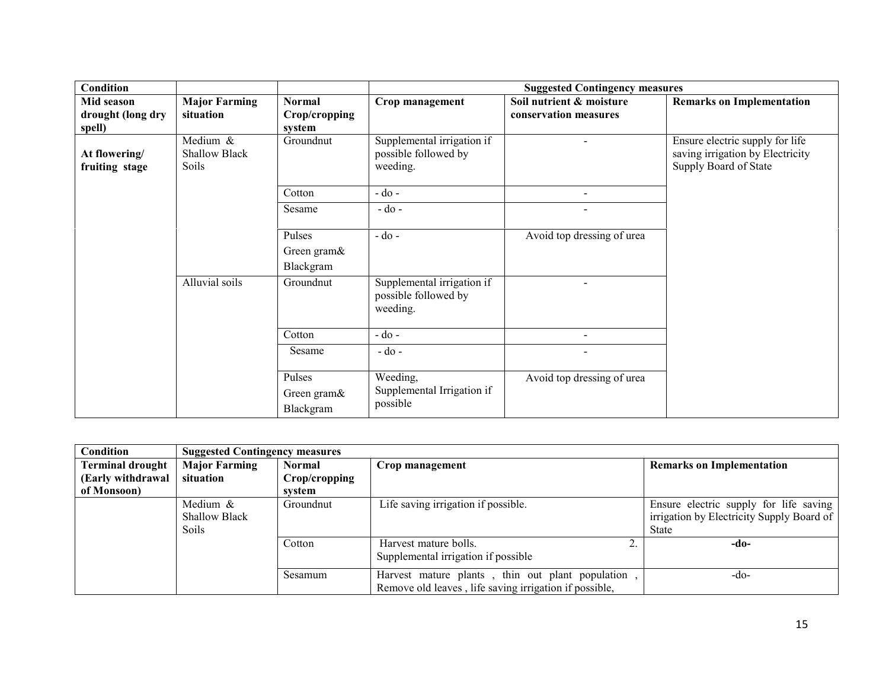| Condition | | | Suggested Contingency measures | | |
|---|---|---|---|---|---|
| **Mid season drought (long dry spell)** | **Major Farming situation** | **Normal Crop/cropping system** | **Crop management** | **Soil nutrient & moisture conservation measures** | **Remarks on Implementation** |
| **At flowering/ fruiting stage** | Medium & Shallow Black Soils | Groundnut | Supplemental irrigation if possible followed by weeding. | - | Ensure electric supply for life saving irrigation by Electricity Supply Board of State |
| | | Cotton | - do - | - | |
| | | Sesame | - do - | - | |
| | | Pulses Green gram& Blackgram | - do - | Avoid top dressing of urea | |
| | Alluvial soils | Groundnut | Supplemental irrigation if possible followed by weeding. | - | |
| | | Cotton | - do - | - | |
| | | Sesame | - do - | - | |
| | | Pulses Green gram& Blackgram | Weeding, Supplemental Irrigation if possible | Avoid top dressing of urea | |

| Condition | Suggested Contingency measures | | | |
|---|---|---|---|---|
| **Terminal drought (Early withdrawal of Monsoon)** | **Major Farming situation** | **Normal Crop/cropping system** | **Crop management** | **Remarks on Implementation** |
| | Medium & Shallow Black Soils | Groundnut | Life saving irrigation if possible. | Ensure electric supply for life saving irrigation by Electricity Supply Board of State |
| | | Cotton | Harvest mature bolls. 2. Supplemental irrigation if possible | **-do-** |
| | | Sesamum | Harvest mature plants , thin out plant population , Remove old leaves , life saving irrigation if possible, | -do- |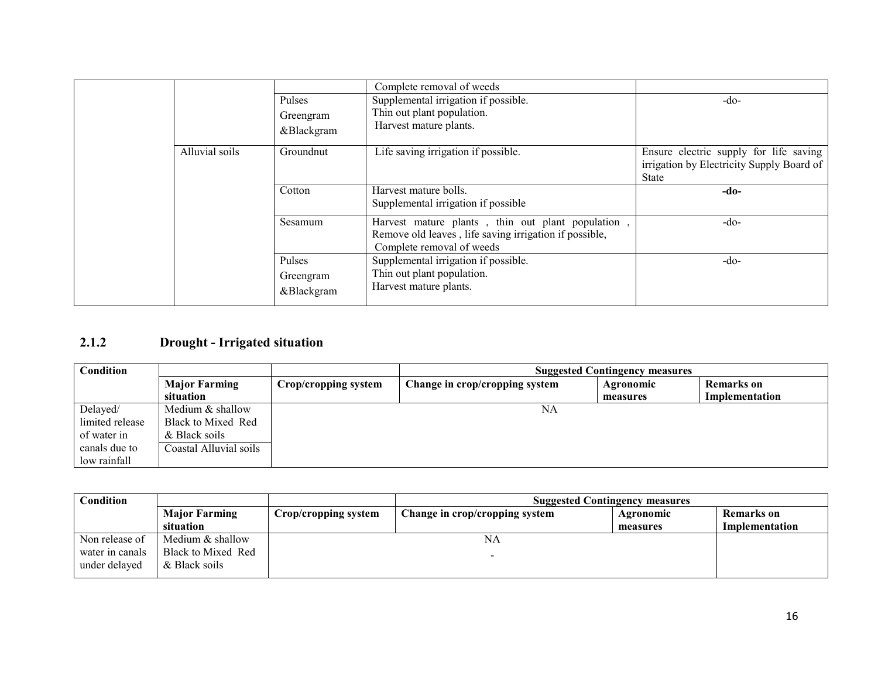| | | | Complete removal of weeds | |
|---|---|---|---|---|
| | | Pulses Greengram &Blackgram | Supplemental irrigation if possible. Thin out plant population. Harvest mature plants. | -do- |
| | Alluvial soils | Groundnut | Life saving irrigation if possible. | Ensure electric supply for life saving irrigation by Electricity Supply Board of State |
| | | Cotton | Harvest mature bolls. Supplemental irrigation if possible | **-do-** |
| | | Sesamum | Harvest mature plants , thin out plant population , Remove old leaves , life saving irrigation if possible, Complete removal of weeds | -do- |
| | | Pulses Greengram &Blackgram | Supplemental irrigation if possible. Thin out plant population. Harvest mature plants. | -do- |

## 2.1.2 Drought - Irrigated situation

| **Condition** | | | **Suggested Contingency measures** | | |
|---|---|---|---|---|---|
| | **Major Farming situation** | **Crop/cropping system** | **Change in crop/cropping system** | **Agronomic measures** | **Remarks on Implementation** |
| Delayed/ limited release of water in canals due to low rainfall | Medium & shallow Black to Mixed Red & Black soils | NA | | | |
| | Coastal Alluvial soils | | | | |

| **Condition** | | | **Suggested Contingency measures** | | |
|---|---|---|---|---|---|
| | **Major Farming situation** | **Crop/cropping system** | **Change in crop/cropping system** | **Agronomic measures** | **Remarks on Implementation** |
| Non release of water in canals under delayed | Medium & shallow Black to Mixed Red & Black soils | NA - | | | |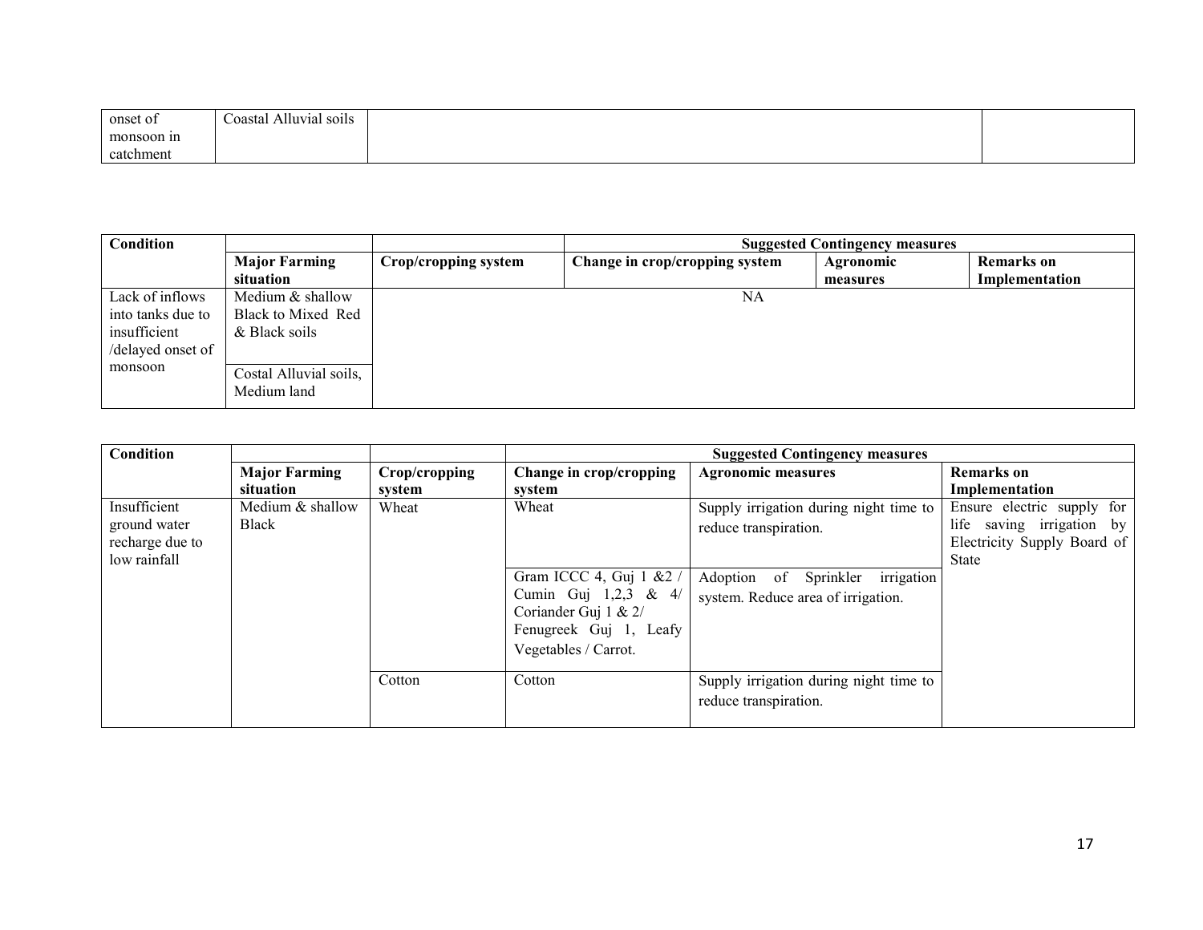| onset of monsoon in catchment | Coastal Alluvial soils | | |
|---|---|---|---|

| Condition | | | Suggested Contingency measures | | |
|---|---|---|---|---|---|
| | **Major Farming situation** | **Crop/cropping system** | **Change in crop/cropping system** | **Agronomic measures** | **Remarks on Implementation** |
| Lack of inflows into tanks due to insufficient /delayed onset of monsoon | Medium & shallow Black to Mixed Red & Black soils | NA | | | |
| | Costal Alluvial soils, Medium land | | | | |

| Condition | | | Suggested Contingency measures | | |
|---|---|---|---|---|---|
| | **Major Farming situation** | **Crop/cropping system** | **Change in crop/cropping system** | **Agronomic measures** | **Remarks on Implementation** |
| Insufficient ground water recharge due to low rainfall | Medium & shallow Black | Wheat | Wheat | Supply irrigation during night time to reduce transpiration. | Ensure electric supply for life saving irrigation by Electricity Supply Board of State |
| | | | Gram ICCC 4, Guj 1 &2 / Cumin Guj 1,2,3 & 4/ Coriander Guj 1 & 2/ Fenugreek Guj 1, Leafy Vegetables / Carrot. | Adoption of Sprinkler irrigation system. Reduce area of irrigation. | |
| | | Cotton | Cotton | Supply irrigation during night time to reduce transpiration. | |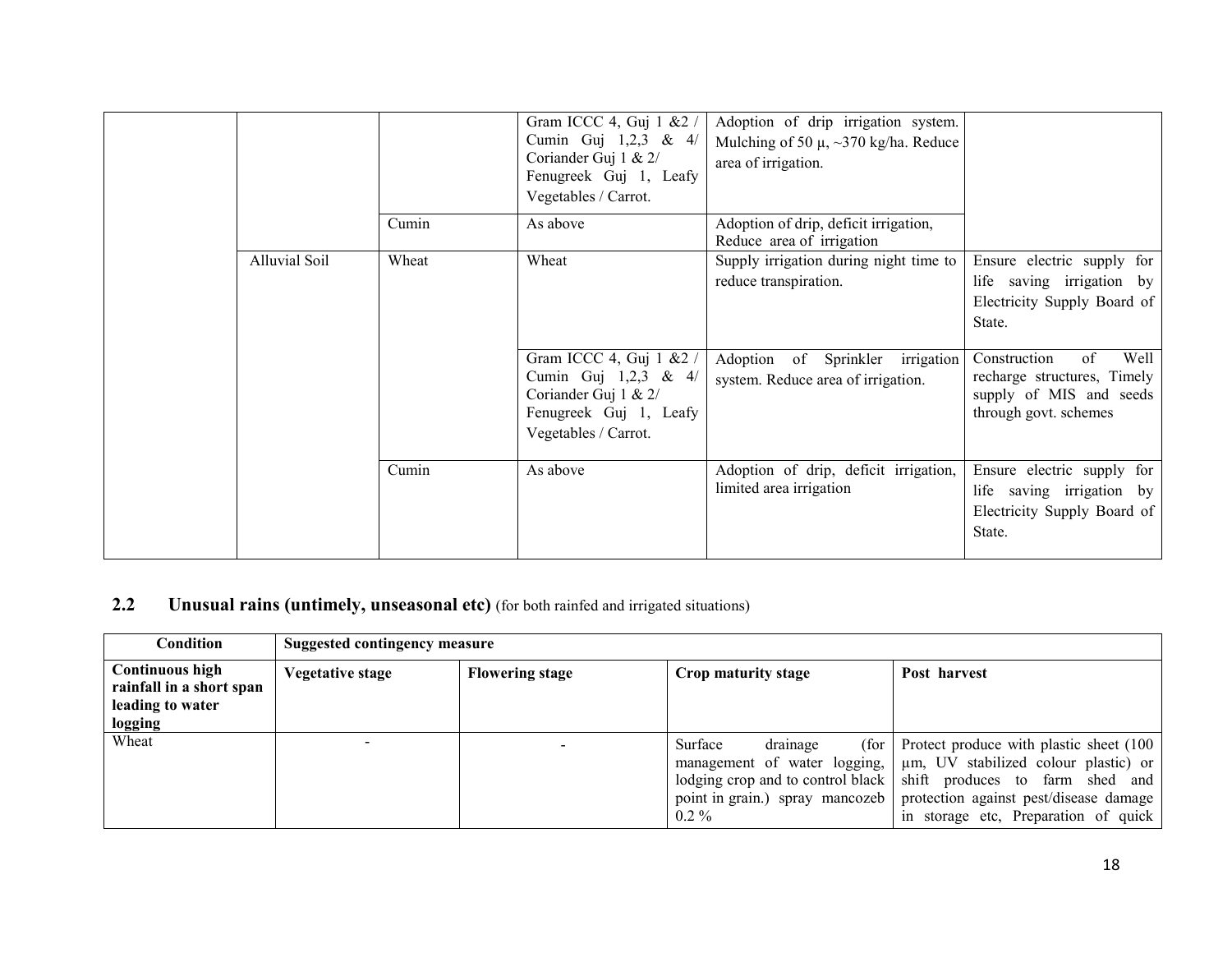| | | | | | |
|---|---|---|---|---|---|
| | | | Gram ICCC 4, Guj 1 &2 / Cumin Guj 1,2,3 & 4/ Coriander Guj 1 & 2/ Fenugreek Guj 1, Leafy Vegetables / Carrot. | Adoption of drip irrigation system. Mulching of 50 μ, ~370 kg/ha. Reduce area of irrigation. | |
| | | Cumin | As above | Adoption of drip, deficit irrigation, Reduce area of irrigation | |
| | Alluvial Soil | Wheat | Wheat | Supply irrigation during night time to reduce transpiration. | Ensure electric supply for life saving irrigation by Electricity Supply Board of State. |
| | | | Gram ICCC 4, Guj 1 &2 / Cumin Guj 1,2,3 & 4/ Coriander Guj 1 & 2/ Fenugreek Guj 1, Leafy Vegetables / Carrot. | Adoption of Sprinkler irrigation system. Reduce area of irrigation. | Construction of Well recharge structures, Timely supply of MIS and seeds through govt. schemes |
| | | Cumin | As above | Adoption of drip, deficit irrigation, limited area irrigation | Ensure electric supply for life saving irrigation by Electricity Supply Board of State. |

## 2.2 Unusual rains (untimely, unseasonal etc) (for both rainfed and irrigated situations)

| Condition | Suggested contingency measure | | | |
|---|---|---|---|---|
| **Continuous high rainfall in a short span leading to water logging** | **Vegetative stage** | **Flowering stage** | **Crop maturity stage** | **Post harvest** |
| Wheat | - | - | Surface drainage (for management of water logging, lodging crop and to control black point in grain.) spray mancozeb 0.2 % | Protect produce with plastic sheet (100 μm, UV stabilized colour plastic) or shift produces to farm shed and protection against pest/disease damage in storage etc, Preparation of quick |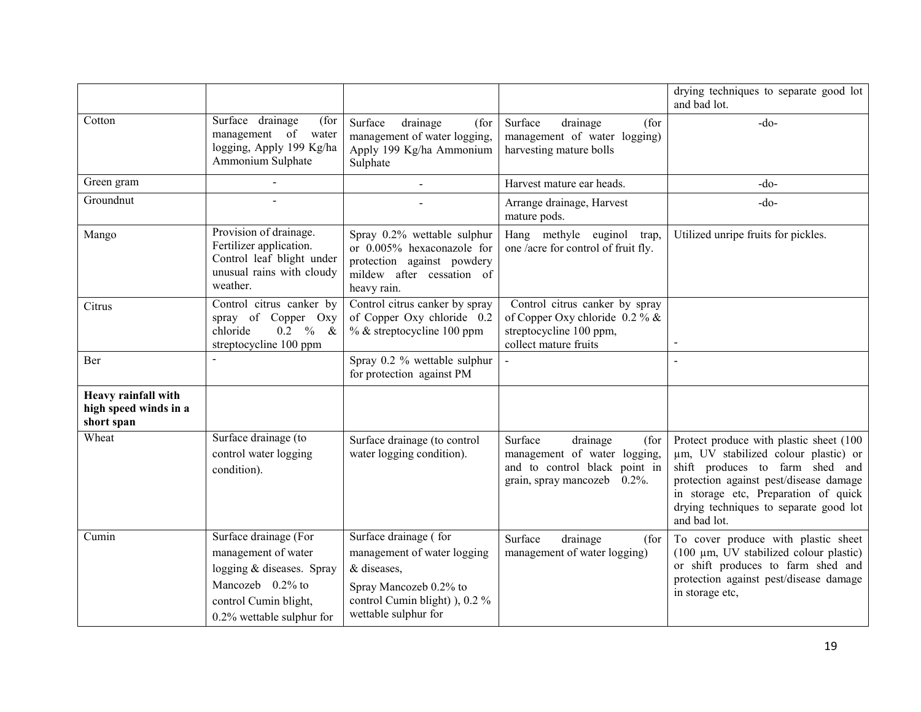| | | | | |
|---|---|---|---|---|
| | | | | drying techniques to separate good lot and bad lot. |
| Cotton | Surface drainage (for management of water logging, Apply 199 Kg/ha Ammonium Sulphate | Surface drainage (for management of water logging, Apply 199 Kg/ha Ammonium Sulphate | Surface drainage (for management of water logging) harvesting mature bolls | -do- |
| Green gram | - | - | Harvest mature ear heads. | -do- |
| Groundnut | - | - | Arrange drainage, Harvest mature pods. | -do- |
| Mango | Provision of drainage. Fertilizer application. Control leaf blight under unusual rains with cloudy weather. | Spray 0.2% wettable sulphur or 0.005% hexaconazole for protection against powdery mildew after cessation of heavy rain. | Hang methyle euginol trap, one /acre for control of fruit fly. | Utilized unripe fruits for pickles. |
| Citrus | Control citrus canker by spray of Copper Oxy chloride 0.2 % & streptocycline 100 ppm | Control citrus canker by spray of Copper Oxy chloride 0.2 % & streptocycline 100 ppm | Control citrus canker by spray of Copper Oxy chloride 0.2 % & streptocycline 100 ppm, collect mature fruits | - |
| Ber | - | Spray 0.2 % wettable sulphur for protection against PM | - | - |
| **Heavy rainfall with high speed winds in a short span** | | | | |
| Wheat | Surface drainage (to control water logging condition). | Surface drainage (to control water logging condition). | Surface drainage (for management of water logging, and to control black point in grain, spray mancozeb 0.2%. | Protect produce with plastic sheet (100 µm, UV stabilized colour plastic) or shift produces to farm shed and protection against pest/disease damage in storage etc, Preparation of quick drying techniques to separate good lot and bad lot. |
| Cumin | Surface drainage (For management of water logging & diseases. Spray Mancozeb 0.2% to control Cumin blight, 0.2% wettable sulphur for | Surface drainage ( for management of water logging & diseases, Spray Mancozeb 0.2% to control Cumin blight) ), 0.2 % wettable sulphur for | Surface drainage (for management of water logging) | To cover produce with plastic sheet (100 µm, UV stabilized colour plastic) or shift produces to farm shed and protection against pest/disease damage in storage etc, |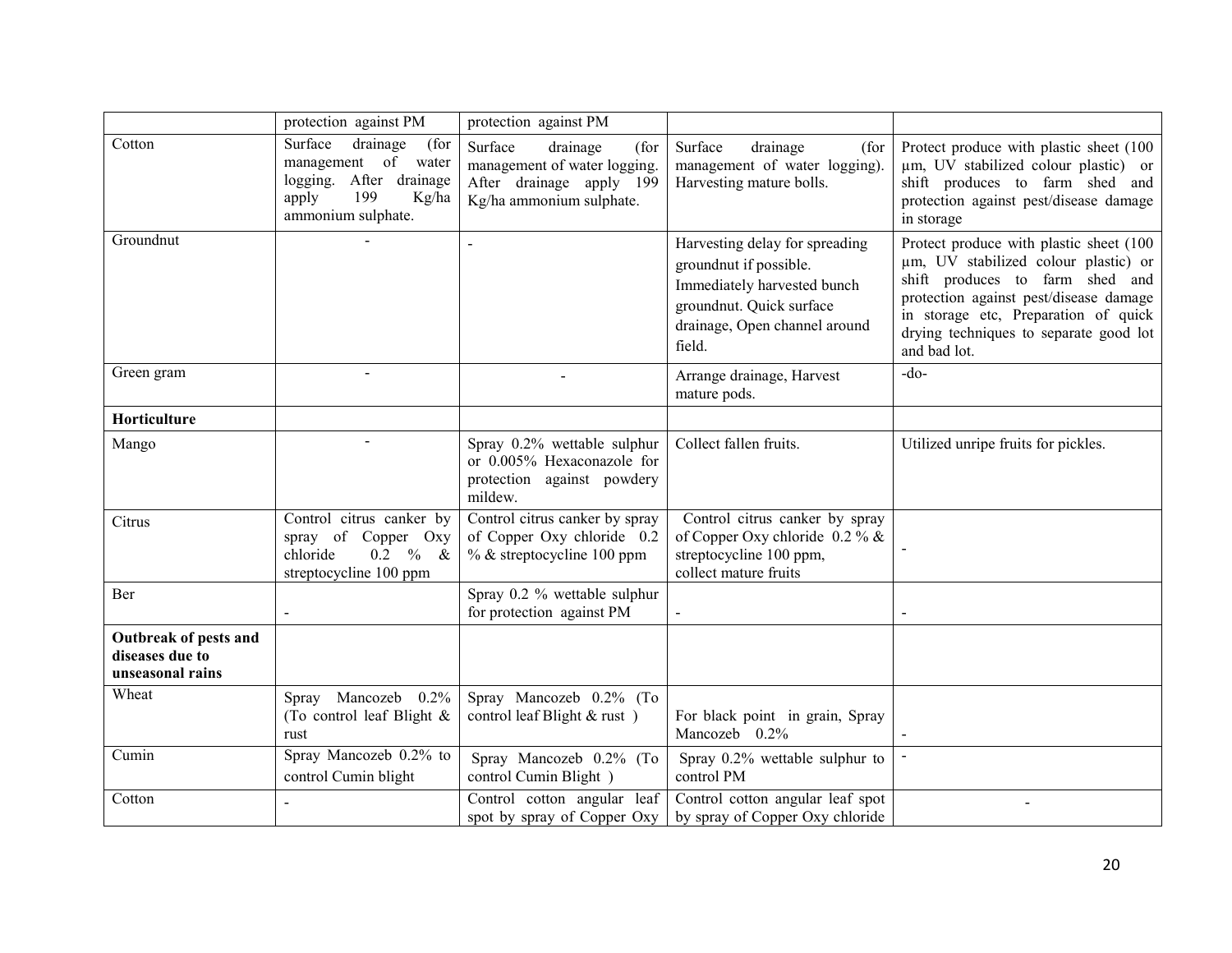| | protection against PM | protection against PM | | |
|---|---|---|---|---|
| Cotton | Surface drainage (for management of water logging. After drainage apply 199 Kg/ha ammonium sulphate. | Surface drainage (for management of water logging. After drainage apply 199 Kg/ha ammonium sulphate. | Surface drainage (for management of water logging). Harvesting mature bolls. | Protect produce with plastic sheet (100 µm, UV stabilized colour plastic) or shift produces to farm shed and protection against pest/disease damage in storage |
| Groundnut | - | - | Harvesting delay for spreading groundnut if possible. Immediately harvested bunch groundnut. Quick surface drainage, Open channel around field. | Protect produce with plastic sheet (100 µm, UV stabilized colour plastic) or shift produces to farm shed and protection against pest/disease damage in storage etc, Preparation of quick drying techniques to separate good lot and bad lot. |
| Green gram | - | - | Arrange drainage, Harvest mature pods. | -do- |
| **Horticulture** | | | | |
| Mango | - | Spray 0.2% wettable sulphur or 0.005% Hexaconazole for protection against powdery mildew. | Collect fallen fruits. | Utilized unripe fruits for pickles. |
| Citrus | Control citrus canker by spray of Copper Oxy chloride 0.2 % & streptocycline 100 ppm | Control citrus canker by spray of Copper Oxy chloride 0.2 % & streptocycline 100 ppm | Control citrus canker by spray of Copper Oxy chloride 0.2 % & streptocycline 100 ppm, collect mature fruits | - |
| Ber | - | Spray 0.2 % wettable sulphur for protection against PM | - | - |
| **Outbreak of pests and diseases due to unseasonal rains** | | | | |
| Wheat | Spray Mancozeb 0.2% (To control leaf Blight & rust | Spray Mancozeb 0.2% (To control leaf Blight & rust ) | For black point in grain, Spray Mancozeb 0.2% | - |
| Cumin | Spray Mancozeb 0.2% to control Cumin blight | Spray Mancozeb 0.2% (To control Cumin Blight ) | Spray 0.2% wettable sulphur to control PM | - |
| Cotton | - | Control cotton angular leaf spot by spray of Copper Oxy | Control cotton angular leaf spot by spray of Copper Oxy chloride | - |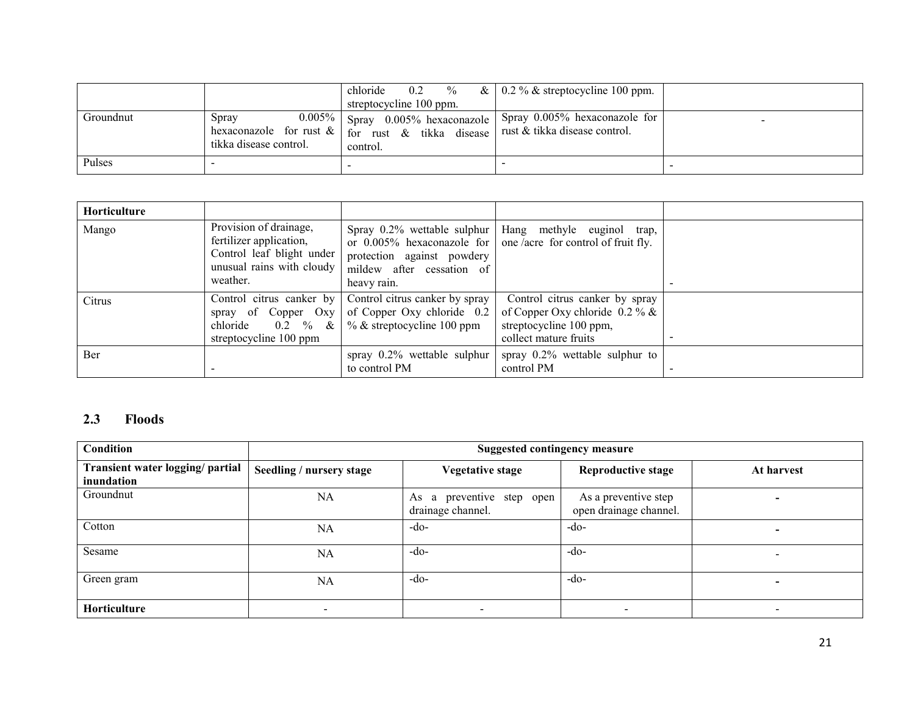| | | | | |
|---|---|---|---|---|
| | | chloride 0.2 % & streptocycline 100 ppm. | 0.2 % & streptocycline 100 ppm. | |
| Groundnut | Spray 0.005% hexaconazole for rust & tikka disease control. | Spray 0.005% hexaconazole for rust & tikka disease control. | Spray 0.005% hexaconazole for rust & tikka disease control. | - |
| Pulses | - | - | - | - |

| | | | | |
|---|---|---|---|---|
| **Horticulture** | | | | |
| Mango | Provision of drainage, fertilizer application, Control leaf blight under unusual rains with cloudy weather. | Spray 0.2% wettable sulphur or 0.005% hexaconazole for protection against powdery mildew after cessation of heavy rain. | Hang methyle euginol trap, one /acre for control of fruit fly. | - |
| Citrus | Control citrus canker by spray of Copper Oxy chloride 0.2 % & streptocycline 100 ppm | Control citrus canker by spray of Copper Oxy chloride 0.2 % & streptocycline 100 ppm | Control citrus canker by spray of Copper Oxy chloride 0.2 % & streptocycline 100 ppm, collect mature fruits | - |
| Ber | - | spray 0.2% wettable sulphur to control PM | spray 0.2% wettable sulphur to control PM | - |

## 2.3 Floods

| Condition | Suggested contingency measure | | | |
|---|---|---|---|---|
| **Transient water logging/ partial inundation** | **Seedling / nursery stage** | **Vegetative stage** | **Reproductive stage** | **At harvest** |
| Groundnut | NA | As a preventive step open drainage channel. | As a preventive step open drainage channel. | - |
| Cotton | NA | -do- | -do- | - |
| Sesame | NA | -do- | -do- | - |
| Green gram | NA | -do- | -do- | - |
| **Horticulture** | - | - | - | - |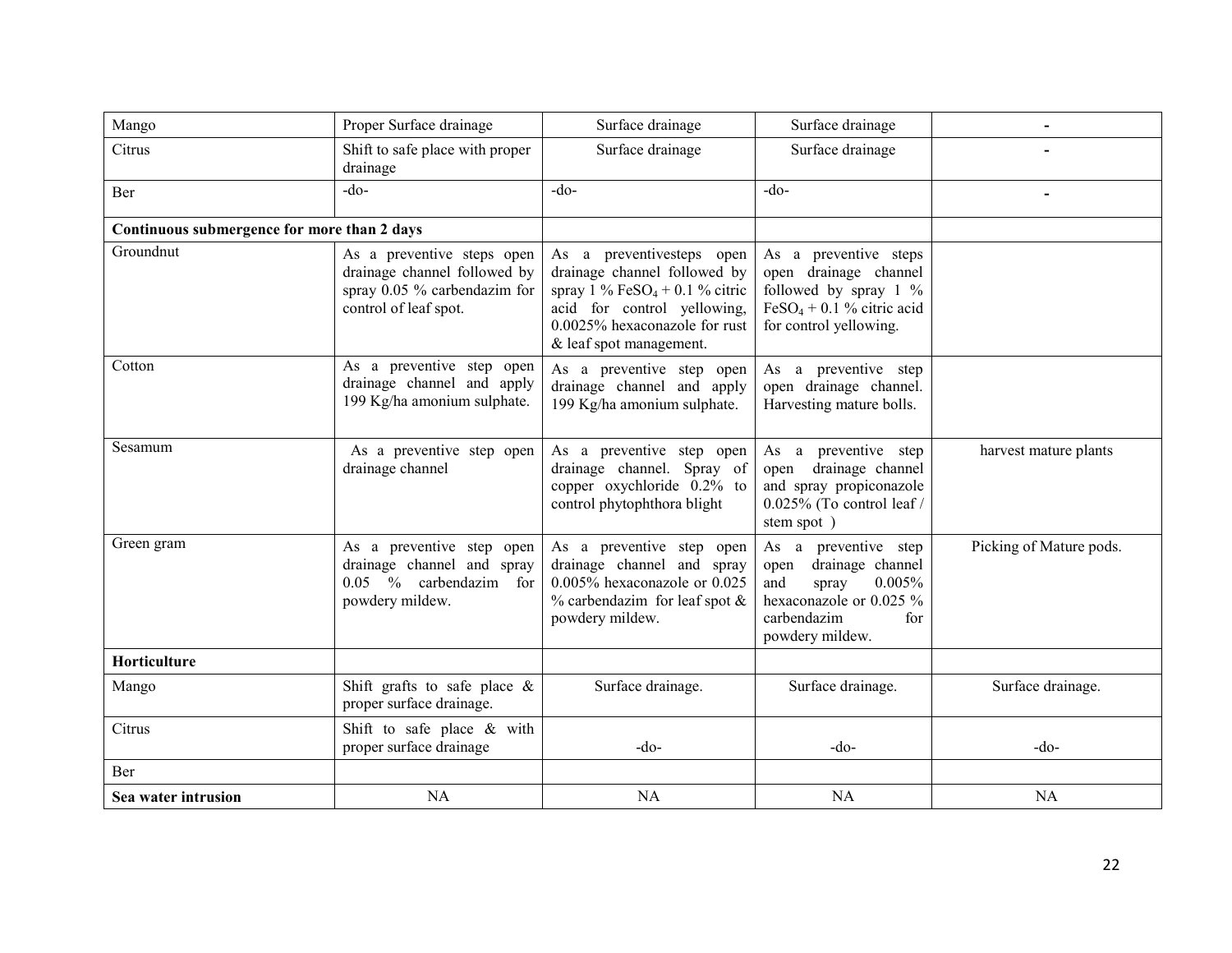| Mango | Proper Surface drainage | Surface drainage | Surface drainage | - |
|---|---|---|---|---|
| Citrus | Shift to safe place with proper drainage | Surface drainage | Surface drainage | - |
| Ber | -do- | -do- | -do- | - |
| **Continuous submergence for more than 2 days** | | | | |
| Groundnut | As a preventive steps open drainage channel followed by spray 0.05 % carbendazim for control of leaf spot. | As a preventivesteps open drainage channel followed by spray 1 % $FeSO_4$ + 0.1 % citric acid for control yellowing, 0.0025% hexaconazole for rust & leaf spot management. | As a preventive steps open drainage channel followed by spray 1 % $FeSO_4$ + 0.1 % citric acid for control yellowing. | |
| Cotton | As a preventive step open drainage channel and apply 199 Kg/ha amonium sulphate. | As a preventive step open drainage channel and apply 199 Kg/ha amonium sulphate. | As a preventive step open drainage channel. Harvesting mature bolls. | |
| Sesamum | As a preventive step open drainage channel | As a preventive step open drainage channel. Spray of copper oxychloride 0.2% to control phytophthora blight | As a preventive step open drainage channel and spray propiconazole 0.025% (To control leaf / stem spot ) | harvest mature plants |
| Green gram | As a preventive step open drainage channel and spray 0.05 % carbendazim for powdery mildew. | As a preventive step open drainage channel and spray 0.005% hexaconazole or 0.025 % carbendazim for leaf spot & powdery mildew. | As a preventive step open drainage channel and spray 0.005% hexaconazole or 0.025 % carbendazim for powdery mildew. | Picking of Mature pods. |
| **Horticulture** | | | | |
| Mango | Shift grafts to safe place & proper surface drainage. | Surface drainage. | Surface drainage. | Surface drainage. |
| Citrus | Shift to safe place & with proper surface drainage | -do- | -do- | -do- |
| Ber | | | | |
| **Sea water intrusion** | NA | NA | NA | NA |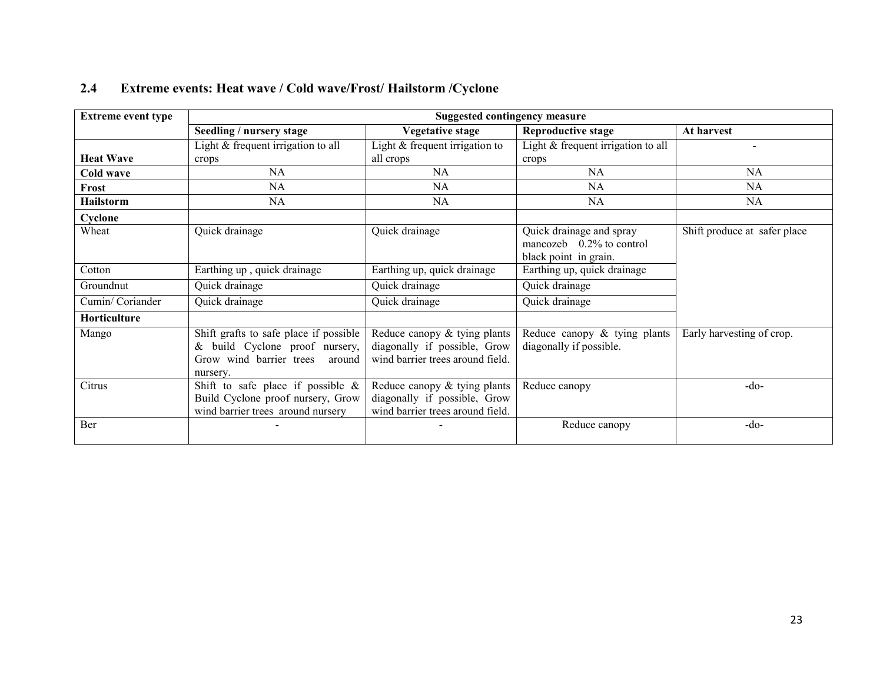## 2.4 Extreme events: Heat wave / Cold wave/Frost/ Hailstorm /Cyclone

| Extreme event type | Suggested contingency measure | | | |
|---|---|---|---|---|
| | **Seedling / nursery stage** | **Vegetative stage** | **Reproductive stage** | **At harvest** |
| **Heat Wave** | Light & frequent irrigation to all crops | Light & frequent irrigation to all crops | Light & frequent irrigation to all crops | - |
| **Cold wave** | NA | NA | NA | NA |
| **Frost** | NA | NA | NA | NA |
| **Hailstorm** | NA | NA | NA | NA |
| **Cyclone** | | | | |
| Wheat | Quick drainage | Quick drainage | Quick drainage and spray mancozeb 0.2% to control black point in grain. | Shift produce at safer place |
| Cotton | Earthing up , quick drainage | Earthing up, quick drainage | Earthing up, quick drainage | |
| Groundnut | Quick drainage | Quick drainage | Quick drainage | |
| Cumin/ Coriander | Quick drainage | Quick drainage | Quick drainage | |
| **Horticulture** | | | | |
| Mango | Shift grafts to safe place if possible & build Cyclone proof nursery, Grow wind barrier trees around nursery. | Reduce canopy & tying plants diagonally if possible, Grow wind barrier trees around field. | Reduce canopy & tying plants diagonally if possible. | Early harvesting of crop. |
| Citrus | Shift to safe place if possible & Build Cyclone proof nursery, Grow wind barrier trees around nursery | Reduce canopy & tying plants diagonally if possible, Grow wind barrier trees around field. | Reduce canopy | -do- |
| Ber | - | - | Reduce canopy | -do- |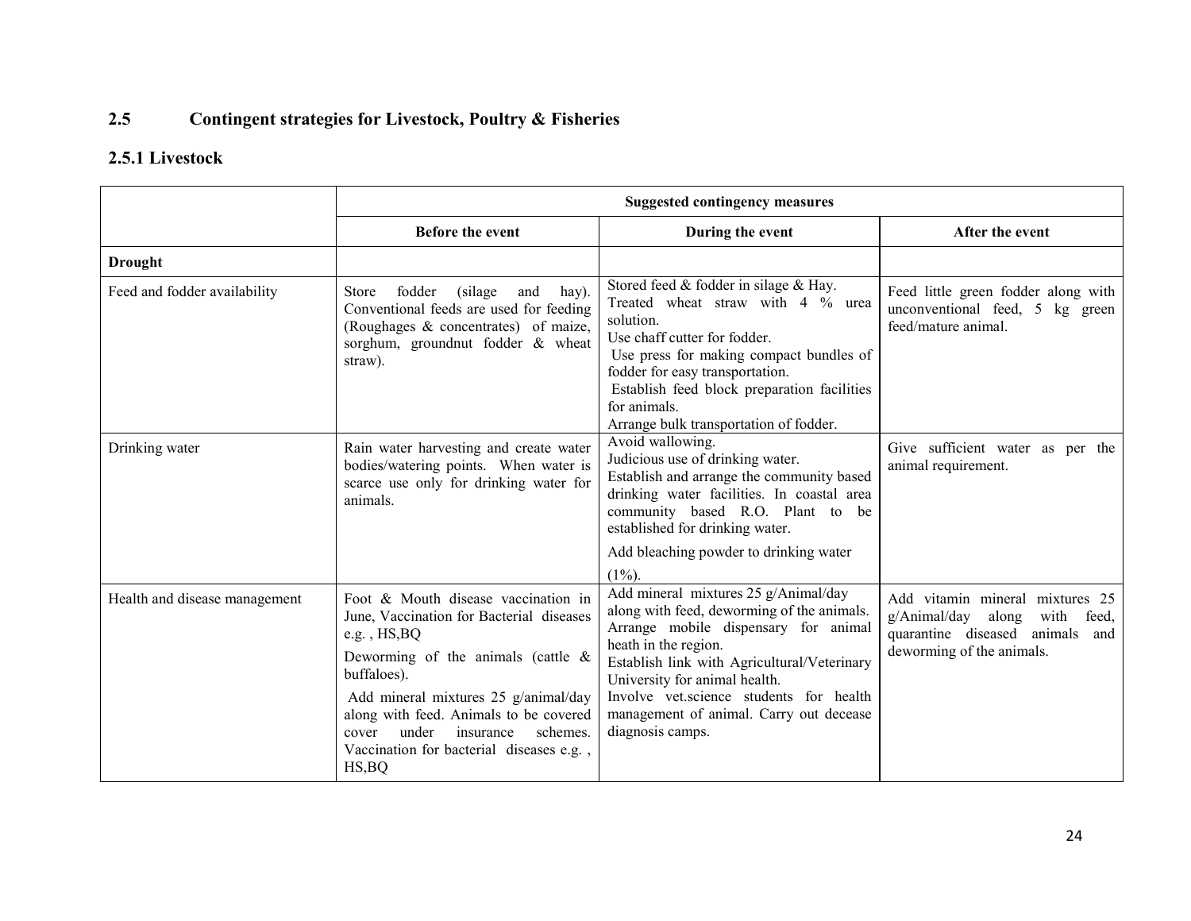## 2.5 Contingent strategies for Livestock, Poultry & Fisheries

### 2.5.1 Livestock

| | Suggested contingency measures | | |
|---|---|---|---|
| | **Before the event** | **During the event** | **After the event** |
| **Drought** | | | |
| Feed and fodder availability | Store fodder (silage and hay). Conventional feeds are used for feeding (Roughages & concentrates) of maize, sorghum, groundnut fodder & wheat straw). | Stored feed & fodder in silage & Hay. Treated wheat straw with 4 % urea solution. Use chaff cutter for fodder. Use press for making compact bundles of fodder for easy transportation. Establish feed block preparation facilities for animals. Arrange bulk transportation of fodder. | Feed little green fodder along with unconventional feed, 5 kg green feed/mature animal. |
| Drinking water | Rain water harvesting and create water bodies/watering points. When water is scarce use only for drinking water for animals. | Avoid wallowing. Judicious use of drinking water. Establish and arrange the community based drinking water facilities. In coastal area community based R.O. Plant to be established for drinking water. Add bleaching powder to drinking water (1%). | Give sufficient water as per the animal requirement. |
| Health and disease management | Foot & Mouth disease vaccination in June, Vaccination for Bacterial diseases e.g. , HS,BQ Deworming of the animals (cattle & buffaloes). Add mineral mixtures 25 g/animal/day along with feed. Animals to be covered cover under insurance schemes. Vaccination for bacterial diseases e.g. , HS,BQ | Add mineral mixtures 25 g/Animal/day along with feed, deworming of the animals. Arrange mobile dispensary for animal heath in the region. Establish link with Agricultural/Veterinary University for animal health. Involve vet.science students for health management of animal. Carry out decease diagnosis camps. | Add vitamin mineral mixtures 25 g/Animal/day along with feed, quarantine diseased animals and deworming of the animals. |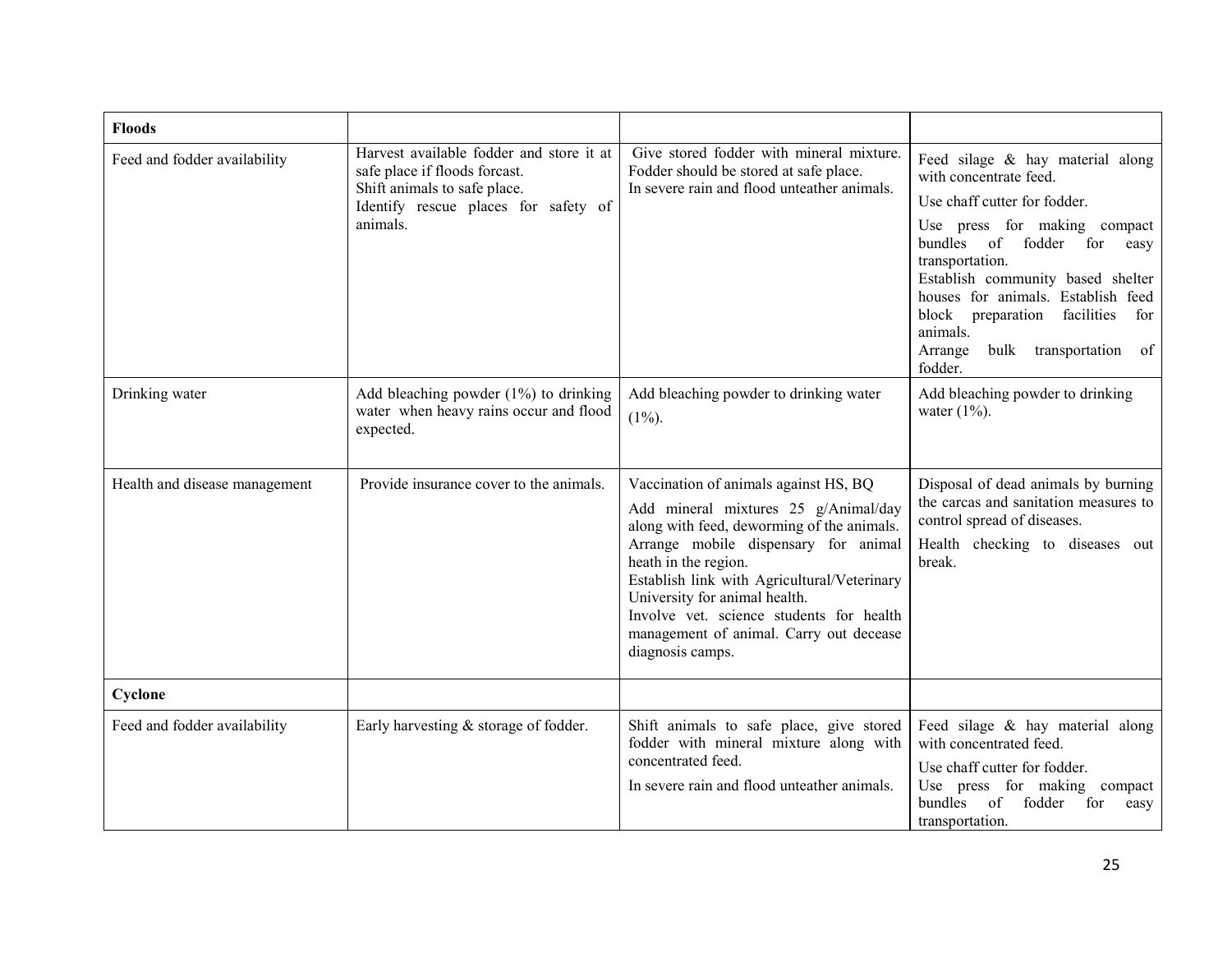| **Floods** | | | |
|---|---|---|---|
| Feed and fodder availability | Harvest available fodder and store it at safe place if floods forcast.<br>Shift animals to safe place.<br>Identify rescue places for safety of animals. | Give stored fodder with mineral mixture. Fodder should be stored at safe place.<br>In severe rain and flood unteather animals. | Feed silage & hay material along with concentrate feed.<br>Use chaff cutter for fodder.<br>Use press for making compact bundles of fodder for easy transportation.<br>Establish community based shelter houses for animals. Establish feed block preparation facilities for animals.<br>Arrange bulk transportation of fodder. |
| Drinking water | Add bleaching powder (1%) to drinking water when heavy rains occur and flood expected. | Add bleaching powder to drinking water (1%). | Add bleaching powder to drinking water (1%). |
| Health and disease management | Provide insurance cover to the animals. | Vaccination of animals against HS, BQ<br>Add mineral mixtures 25 g/Animal/day along with feed, deworming of the animals.<br>Arrange mobile dispensary for animal heath in the region.<br>Establish link with Agricultural/Veterinary University for animal health.<br>Involve vet. science students for health management of animal. Carry out decease diagnosis camps. | Disposal of dead animals by burning the carcas and sanitation measures to control spread of diseases.<br>Health checking to diseases out break. |
| **Cyclone** | | | |
| Feed and fodder availability | Early harvesting & storage of fodder. | Shift animals to safe place, give stored fodder with mineral mixture along with concentrated feed.<br>In severe rain and flood unteather animals. | Feed silage & hay material along with concentrated feed.<br>Use chaff cutter for fodder.<br>Use press for making compact bundles of fodder for easy transportation. |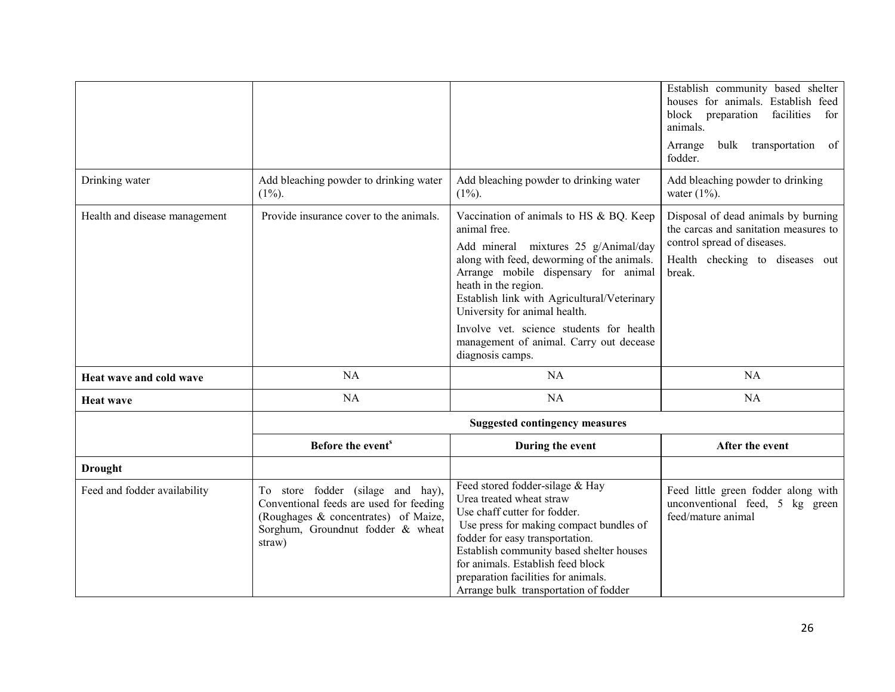|  |  |  | Establish community based shelter houses for animals. Establish feed block preparation facilities for animals.<br>Arrange bulk transportation of fodder. |
|---|---|---|---|
| Drinking water | Add bleaching powder to drinking water (1%). | Add bleaching powder to drinking water (1%). | Add bleaching powder to drinking water (1%). |
| Health and disease management | Provide insurance cover to the animals. | Vaccination of animals to HS & BQ. Keep animal free.<br>Add mineral mixtures 25 g/Animal/day along with feed, deworming of the animals. Arrange mobile dispensary for animal heath in the region.<br>Establish link with Agricultural/Veterinary University for animal health.<br>Involve vet. science students for health management of animal. Carry out decease diagnosis camps. | Disposal of dead animals by burning the carcas and sanitation measures to control spread of diseases.<br>Health checking to diseases out break. |
| **Heat wave and cold wave** | NA | NA | NA |
| **Heat wave** | NA | NA | NA |
|  | **Suggested contingency measures** |  |  |
|  | **Before the event$** | **During the event** | **After the event** |
| **Drought** |  |  |  |
| Feed and fodder availability | To store fodder (silage and hay), Conventional feeds are used for feeding (Roughages & concentrates) of Maize, Sorghum, Groundnut fodder & wheat straw) | Feed stored fodder-silage & Hay<br>Urea treated wheat straw<br>Use chaff cutter for fodder.<br>Use press for making compact bundles of fodder for easy transportation.<br>Establish community based shelter houses for animals. Establish feed block preparation facilities for animals.<br>Arrange bulk transportation of fodder | Feed little green fodder along with unconventional feed, 5 kg green feed/mature animal |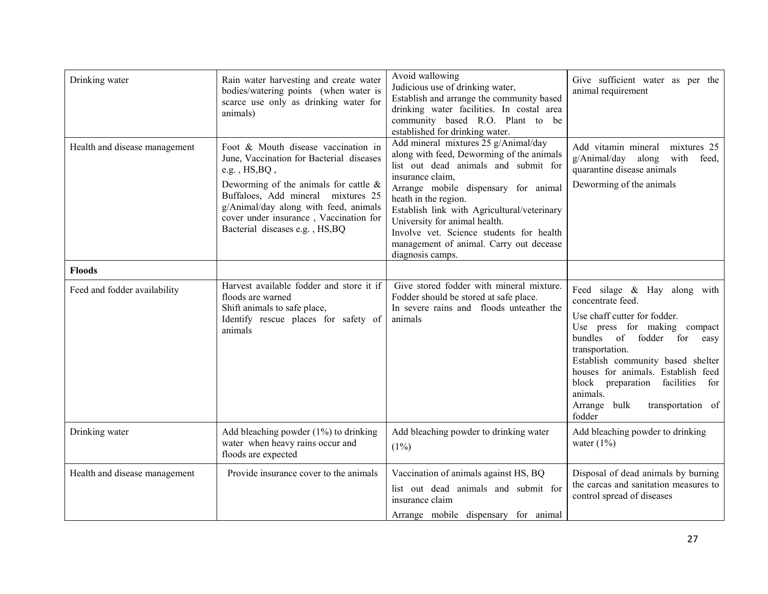| | | | |
|---|---|---|---|
| Drinking water | Rain water harvesting and create water bodies/watering points (when water is scarce use only as drinking water for animals) | Avoid wallowing<br>Judicious use of drinking water,<br>Establish and arrange the community based drinking water facilities. In costal area community based R.O. Plant to be established for drinking water. | Give sufficient water as per the animal requirement |
| Health and disease management | Foot & Mouth disease vaccination in June, Vaccination for Bacterial diseases e.g. , HS,BQ ,<br>Deworming of the animals for cattle & Buffaloes, Add mineral mixtures 25 g/Animal/day along with feed, animals cover under insurance , Vaccination for Bacterial diseases e.g. , HS,BQ | Add mineral mixtures 25 g/Animal/day along with feed, Deworming of the animals list out dead animals and submit for insurance claim,<br>Arrange mobile dispensary for animal heath in the region.<br>Establish link with Agricultural/veterinary University for animal health.<br>Involve vet. Science students for health management of animal. Carry out decease diagnosis camps. | Add vitamin mineral mixtures 25 g/Animal/day along with feed, quarantine disease animals<br>Deworming of the animals |
| **Floods** | | | |
| Feed and fodder availability | Harvest available fodder and store it if floods are warned<br>Shift animals to safe place,<br>Identify rescue places for safety of animals | Give stored fodder with mineral mixture. Fodder should be stored at safe place.<br>In severe rains and floods unteather the animals | Feed silage & Hay along with concentrate feed.<br>Use chaff cutter for fodder.<br>Use press for making compact bundles of fodder for easy transportation.<br>Establish community based shelter houses for animals. Establish feed block preparation facilities for animals.<br>Arrange bulk transportation of fodder |
| Drinking water | Add bleaching powder (1%) to drinking water when heavy rains occur and floods are expected | Add bleaching powder to drinking water (1%) | Add bleaching powder to drinking water (1%) |
| Health and disease management | Provide insurance cover to the animals | Vaccination of animals against HS, BQ<br>list out dead animals and submit for insurance claim<br>Arrange mobile dispensary for animal | Disposal of dead animals by burning the carcas and sanitation measures to control spread of diseases |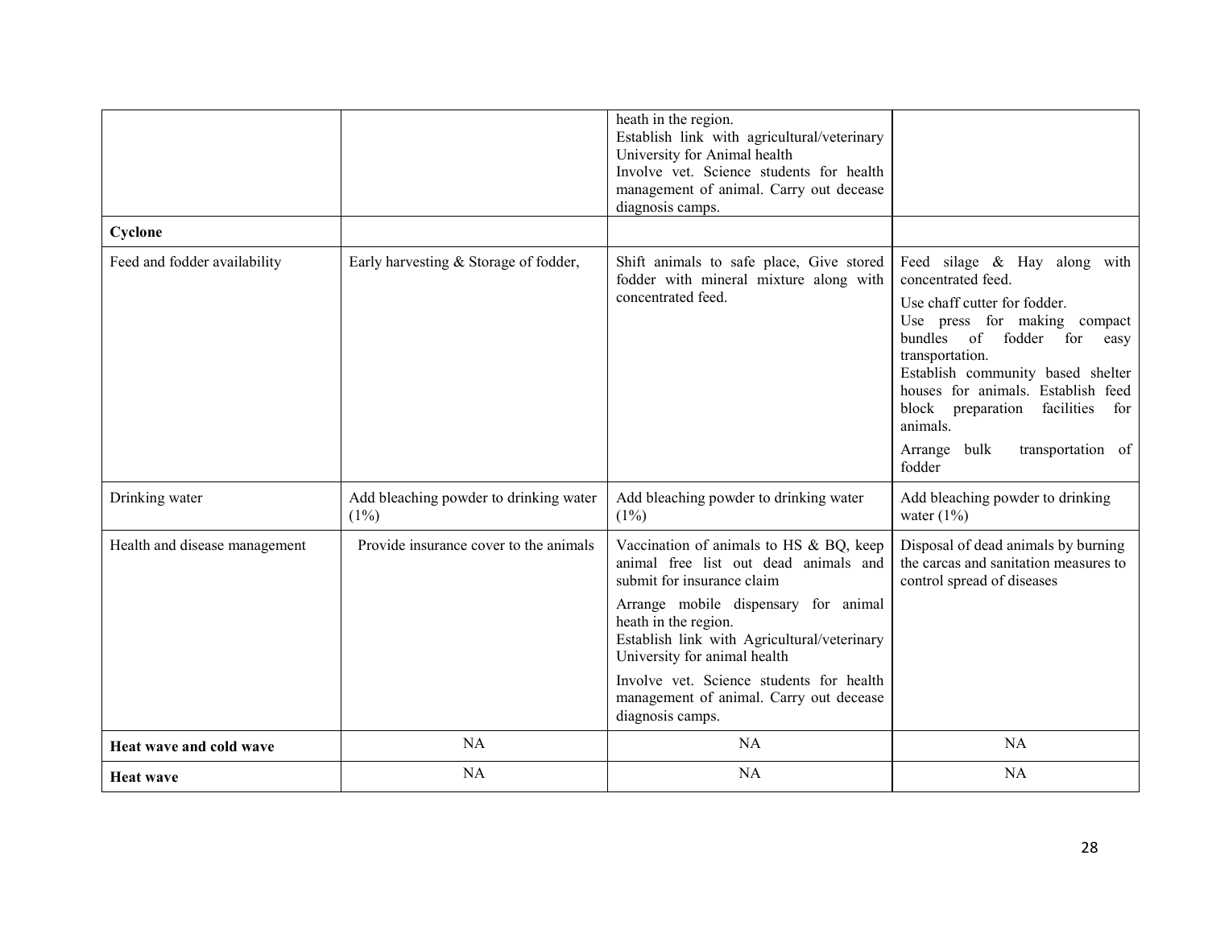| | | | |
|---|---|---|---|
| | | heath in the region.<br>Establish link with agricultural/veterinary University for Animal health<br>Involve vet. Science students for health management of animal. Carry out decease diagnosis camps. | |
| **Cyclone** | | | |
| Feed and fodder availability | Early harvesting & Storage of fodder, | Shift animals to safe place, Give stored fodder with mineral mixture along with concentrated feed. | Feed silage & Hay along with concentrated feed.<br>Use chaff cutter for fodder.<br>Use press for making compact bundles of fodder for easy transportation.<br>Establish community based shelter houses for animals. Establish feed block preparation facilities for animals.<br>Arrange bulk transportation of fodder |
| Drinking water | Add bleaching powder to drinking water (1%) | Add bleaching powder to drinking water (1%) | Add bleaching powder to drinking water (1%) |
| Health and disease management | Provide insurance cover to the animals | Vaccination of animals to HS & BQ, keep animal free list out dead animals and submit for insurance claim<br>Arrange mobile dispensary for animal heath in the region.<br>Establish link with Agricultural/veterinary University for animal health<br>Involve vet. Science students for health management of animal. Carry out decease diagnosis camps. | Disposal of dead animals by burning the carcas and sanitation measures to control spread of diseases |
| **Heat wave and cold wave** | NA | NA | NA |
| **Heat wave** | NA | NA | NA |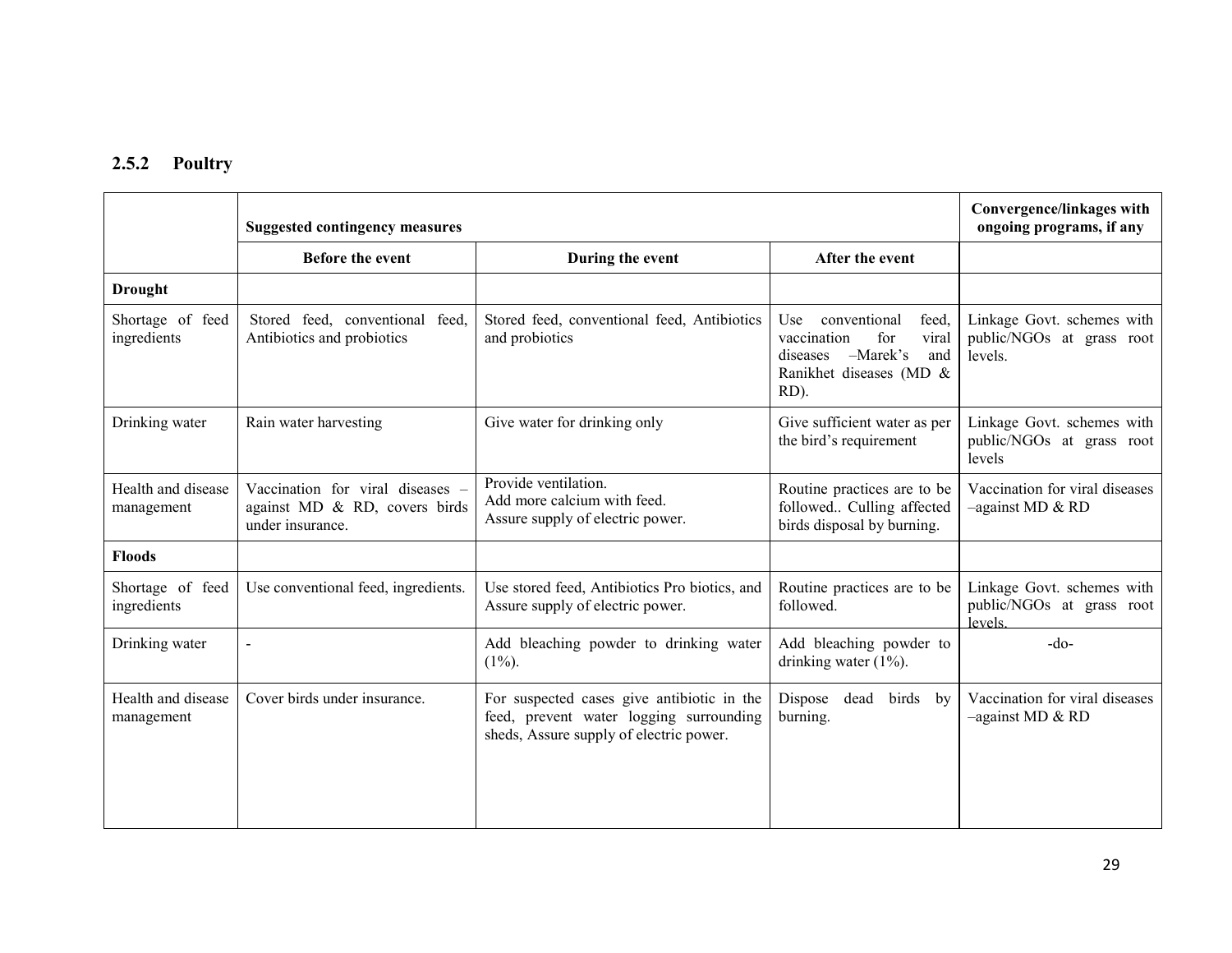### 2.5.2 Poultry

| | Suggested contingency measures | | | Convergence/linkages with ongoing programs, if any |
|---|---|---|---|---|
| | Before the event | During the event | After the event | |
| **Drought** | | | | |
| Shortage of feed ingredients | Stored feed, conventional feed, Antibiotics and probiotics | Stored feed, conventional feed, Antibiotics and probiotics | Use conventional feed, vaccination for viral diseases –Marek's and Ranikhet diseases (MD & RD). | Linkage Govt. schemes with public/NGOs at grass root levels. |
| Drinking water | Rain water harvesting | Give water for drinking only | Give sufficient water as per the bird's requirement | Linkage Govt. schemes with public/NGOs at grass root levels |
| Health and disease management | Vaccination for viral diseases – against MD & RD, covers birds under insurance. | Provide ventilation.<br>Add more calcium with feed.<br>Assure supply of electric power. | Routine practices are to be followed.. Culling affected birds disposal by burning. | Vaccination for viral diseases –against MD & RD |
| **Floods** | | | | |
| Shortage of feed ingredients | Use conventional feed, ingredients. | Use stored feed, Antibiotics Pro biotics, and Assure supply of electric power. | Routine practices are to be followed. | Linkage Govt. schemes with public/NGOs at grass root levels. |
| Drinking water | - | Add bleaching powder to drinking water (1%). | Add bleaching powder to drinking water (1%). | -do- |
| Health and disease management | Cover birds under insurance. | For suspected cases give antibiotic in the feed, prevent water logging surrounding sheds, Assure supply of electric power. | Dispose dead birds by burning. | Vaccination for viral diseases –against MD & RD |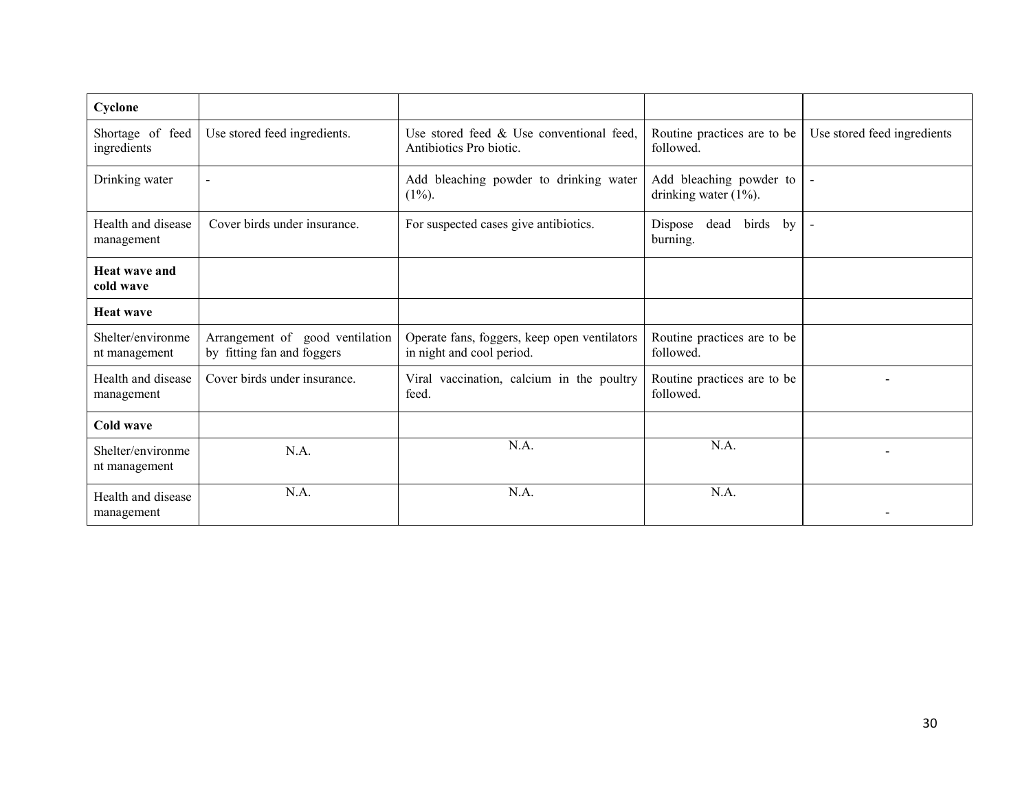| **Cyclone** | | | | |
|---|---|---|---|---|
| Shortage of feed ingredients | Use stored feed ingredients. | Use stored feed & Use conventional feed, Antibiotics Pro biotic. | Routine practices are to be followed. | Use stored feed ingredients |
| Drinking water | - | Add bleaching powder to drinking water (1%). | Add bleaching powder to drinking water (1%). | - |
| Health and disease management | Cover birds under insurance. | For suspected cases give antibiotics. | Dispose dead birds by burning. | - |
| **Heat wave and cold wave** | | | | |
| **Heat wave** | | | | |
| Shelter/environment management | Arrangement of good ventilation by fitting fan and foggers | Operate fans, foggers, keep open ventilators in night and cool period. | Routine practices are to be followed. | |
| Health and disease management | Cover birds under insurance. | Viral vaccination, calcium in the poultry feed. | Routine practices are to be followed. | - |
| **Cold wave** | | | | |
| Shelter/environment management | N.A. | N.A. | N.A. | - |
| Health and disease management | N.A. | N.A. | N.A. | - |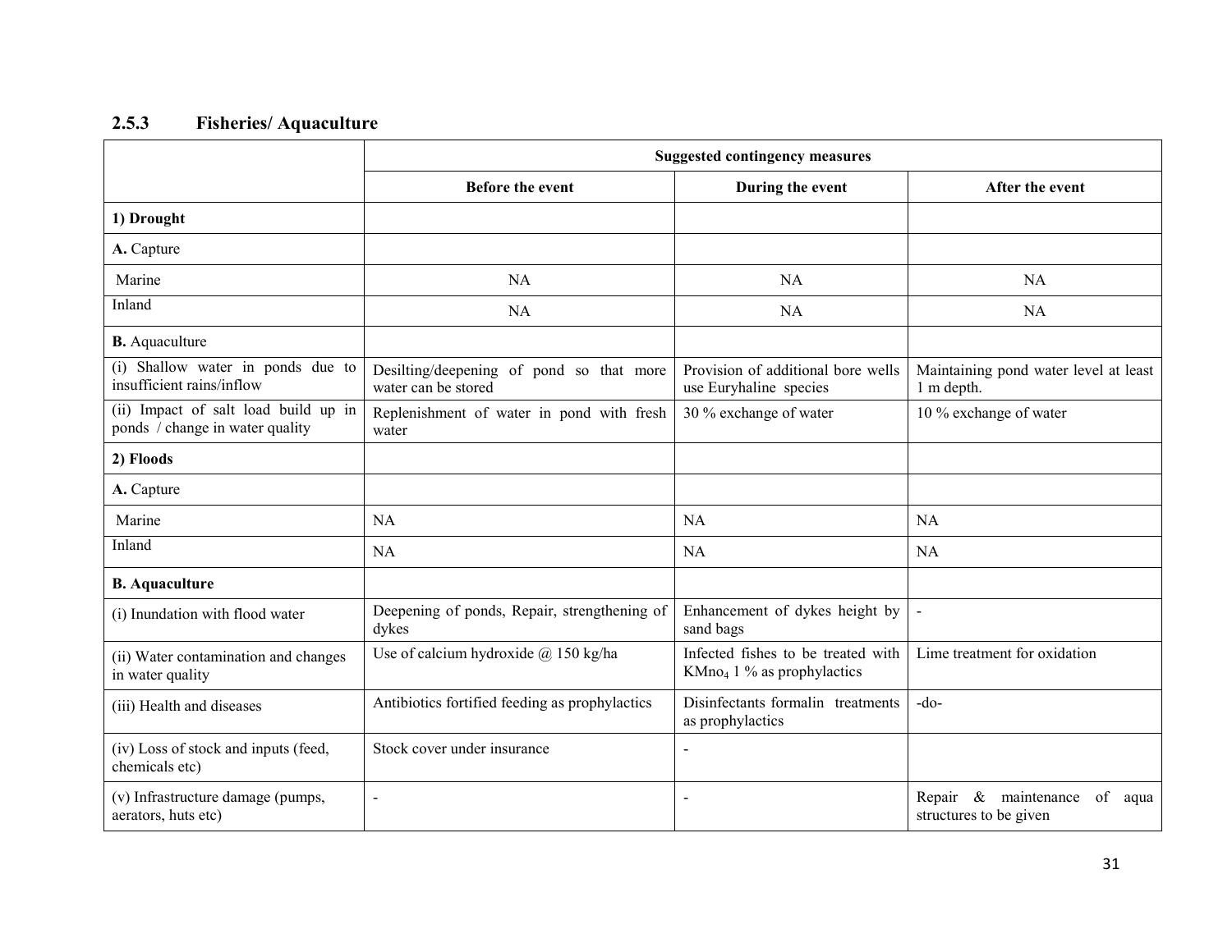### 2.5.3 Fisheries/ Aquaculture

| | Suggested contingency measures | | |
|---|---|---|---|
| | **Before the event** | **During the event** | **After the event** |
| **1) Drought** | | | |
| **A.** Capture | | | |
| Marine | NA | NA | NA |
| Inland | NA | NA | NA |
| **B.** Aquaculture | | | |
| (i) Shallow water in ponds due to insufficient rains/inflow | Desilting/deepening of pond so that more water can be stored | Provision of additional bore wells use Euryhaline species | Maintaining pond water level at least 1 m depth. |
| (ii) Impact of salt load build up in ponds / change in water quality | Replenishment of water in pond with fresh water | 30 % exchange of water | 10 % exchange of water |
| **2) Floods** | | | |
| **A.** Capture | | | |
| Marine | NA | NA | NA |
| Inland | NA | NA | NA |
| **B. Aquaculture** | | | |
| (i) Inundation with flood water | Deepening of ponds, Repair, strengthening of dykes | Enhancement of dykes height by sand bags | - |
| (ii) Water contamination and changes in water quality | Use of calcium hydroxide @ 150 kg/ha | Infected fishes to be treated with $KMno_4$ 1 % as prophylactics | Lime treatment for oxidation |
| (iii) Health and diseases | Antibiotics fortified feeding as prophylactics | Disinfectants formalin treatments as prophylactics | -do- |
| (iv) Loss of stock and inputs (feed, chemicals etc) | Stock cover under insurance | - | |
| (v) Infrastructure damage (pumps, aerators, huts etc) | - | - | Repair & maintenance of aqua structures to be given |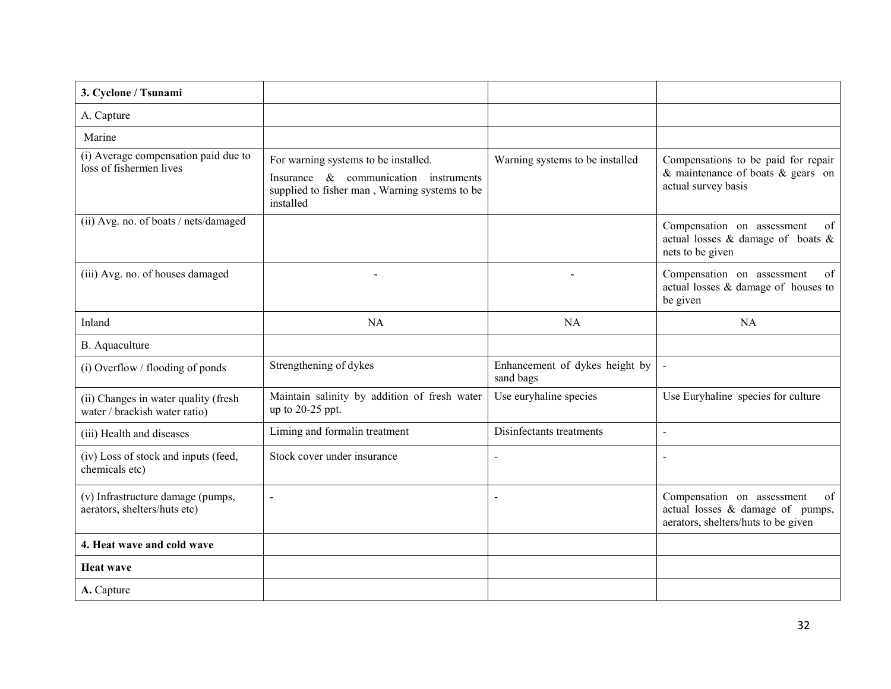| **3. Cyclone / Tsunami** | | | |
|---|---|---|---|
| A. Capture | | | |
| Marine | | | |
| (i) Average compensation paid due to loss of fishermen lives | For warning systems to be installed. Insurance & communication instruments supplied to fisher man , Warning systems to be installed | Warning systems to be installed | Compensations to be paid for repair & maintenance of boats & gears on actual survey basis |
| (ii) Avg. no. of boats / nets/damaged | | | Compensation on assessment of actual losses & damage of boats & nets to be given |
| (iii) Avg. no. of houses damaged | - | - | Compensation on assessment of actual losses & damage of houses to be given |
| Inland | NA | NA | NA |
| B. Aquaculture | | | |
| (i) Overflow / flooding of ponds | Strengthening of dykes | Enhancement of dykes height by sand bags | - |
| (ii) Changes in water quality (fresh water / brackish water ratio) | Maintain salinity by addition of fresh water up to 20-25 ppt. | Use euryhaline species | Use Euryhaline species for culture |
| (iii) Health and diseases | Liming and formalin treatment | Disinfectants treatments | - |
| (iv) Loss of stock and inputs (feed, chemicals etc) | Stock cover under insurance | - | - |
| (v) Infrastructure damage (pumps, aerators, shelters/huts etc) | - | - | Compensation on assessment of actual losses & damage of pumps, aerators, shelters/huts to be given |
| **4. Heat wave and cold wave** | | | |
| **Heat wave** | | | |
| **A.** Capture | | | |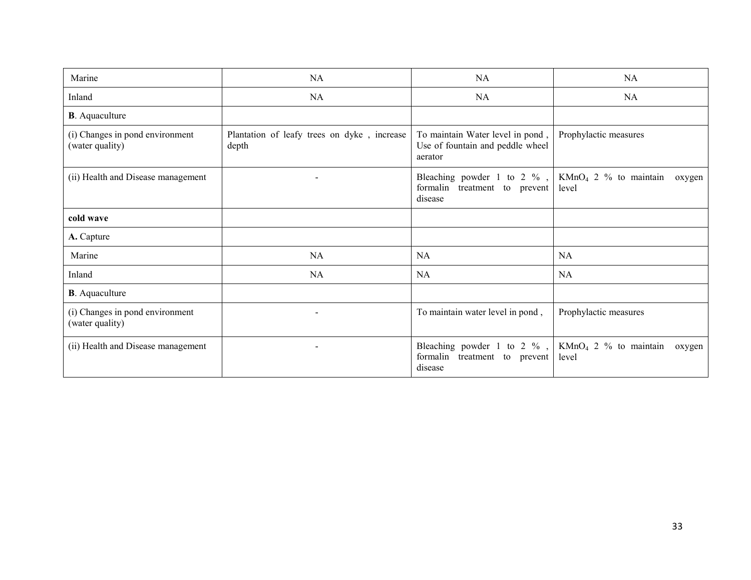| Marine | NA | NA | NA |
|---|---|---|---|
| Inland | NA | NA | NA |
| **B**. Aquaculture | | | |
| (i) Changes in pond environment (water quality) | Plantation of leafy trees on dyke , increase depth | To maintain Water level in pond , Use of fountain and peddle wheel aerator | Prophylactic measures |
| (ii) Health and Disease management | - | Bleaching powder 1 to 2 % , formalin treatment to prevent disease | $KMnO_4$ 2 % to maintain oxygen level |
| **cold wave** | | | |
| **A.** Capture | | | |
| Marine | NA | NA | NA |
| Inland | NA | NA | NA |
| **B**. Aquaculture | | | |
| (i) Changes in pond environment (water quality) | - | To maintain water level in pond , | Prophylactic measures |
| (ii) Health and Disease management | - | Bleaching powder 1 to 2 % , formalin treatment to prevent disease | $KMnO_4$ 2 % to maintain oxygen level |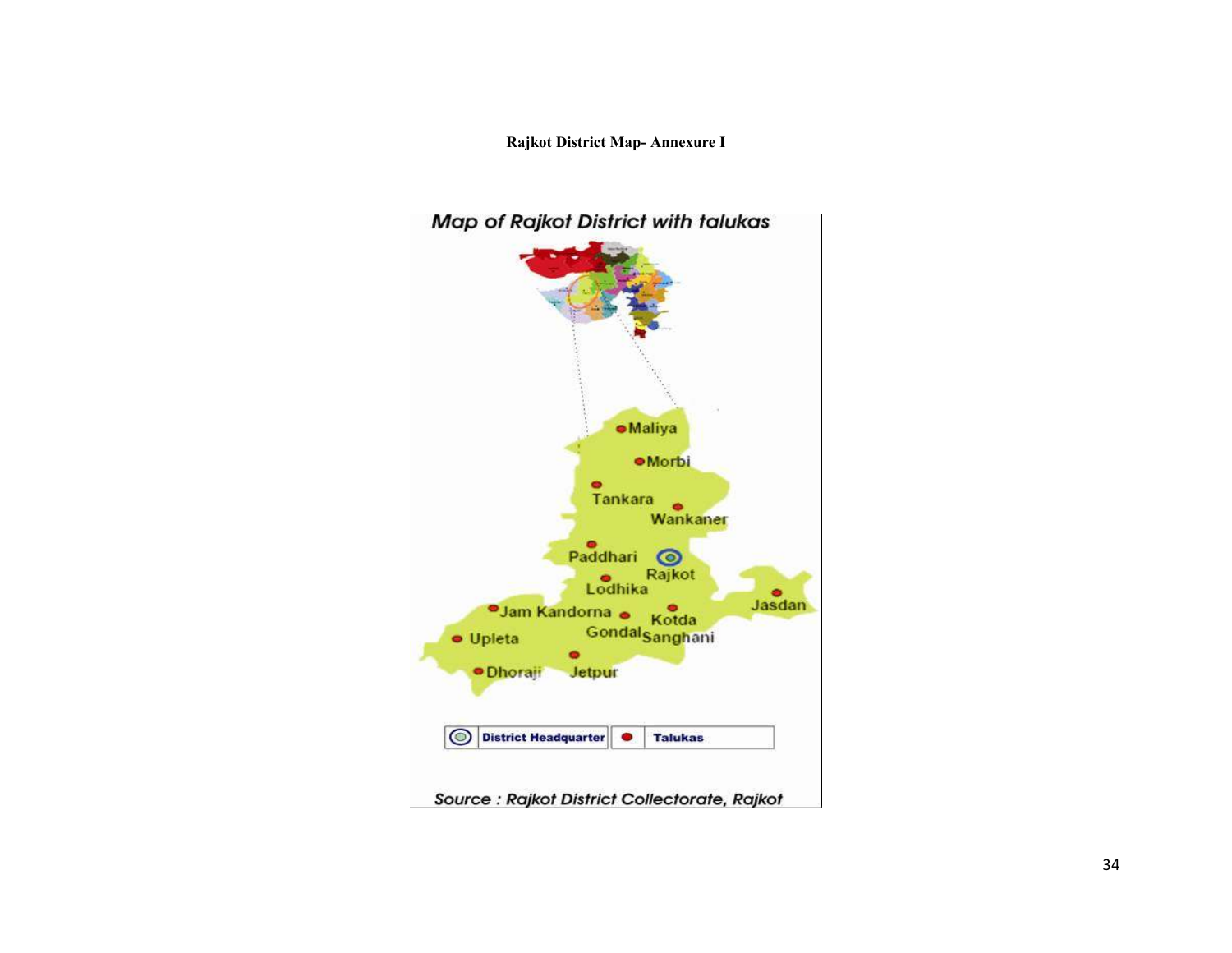**Rajkot District Map- Annexure I**

*Map of Rajkot District with talukas*

Maliya

Morbi

Tankara

Wankaner

Paddhari

Rajkot

Lodhika

Jasdan

Jam Kandorna

Gondal

Kotda Sanghani

Upleta

Dhoraji

Jetpur

District Headquarter | Talukas

*Source : Rajkot District Collectorate, Rajkot*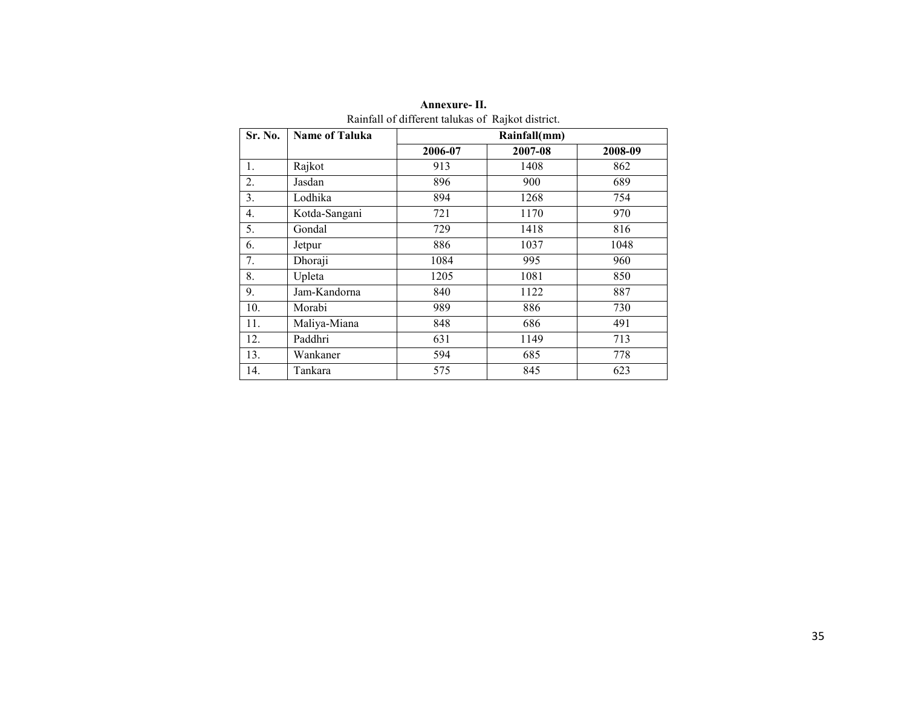**Annexure- II.**

Rainfall of different talukas of Rajkot district.

| Sr. No. | Name of Taluka | Rainfall(mm) | | |
|---|---|---|---|---|
| | | 2006-07 | 2007-08 | 2008-09 |
| 1. | Rajkot | 913 | 1408 | 862 |
| 2. | Jasdan | 896 | 900 | 689 |
| 3. | Lodhika | 894 | 1268 | 754 |
| 4. | Kotda-Sangani | 721 | 1170 | 970 |
| 5. | Gondal | 729 | 1418 | 816 |
| 6. | Jetpur | 886 | 1037 | 1048 |
| 7. | Dhoraji | 1084 | 995 | 960 |
| 8. | Upleta | 1205 | 1081 | 850 |
| 9. | Jam-Kandorna | 840 | 1122 | 887 |
| 10. | Morabi | 989 | 886 | 730 |
| 11. | Maliya-Miana | 848 | 686 | 491 |
| 12. | Paddhri | 631 | 1149 | 713 |
| 13. | Wankaner | 594 | 685 | 778 |
| 14. | Tankara | 575 | 845 | 623 |